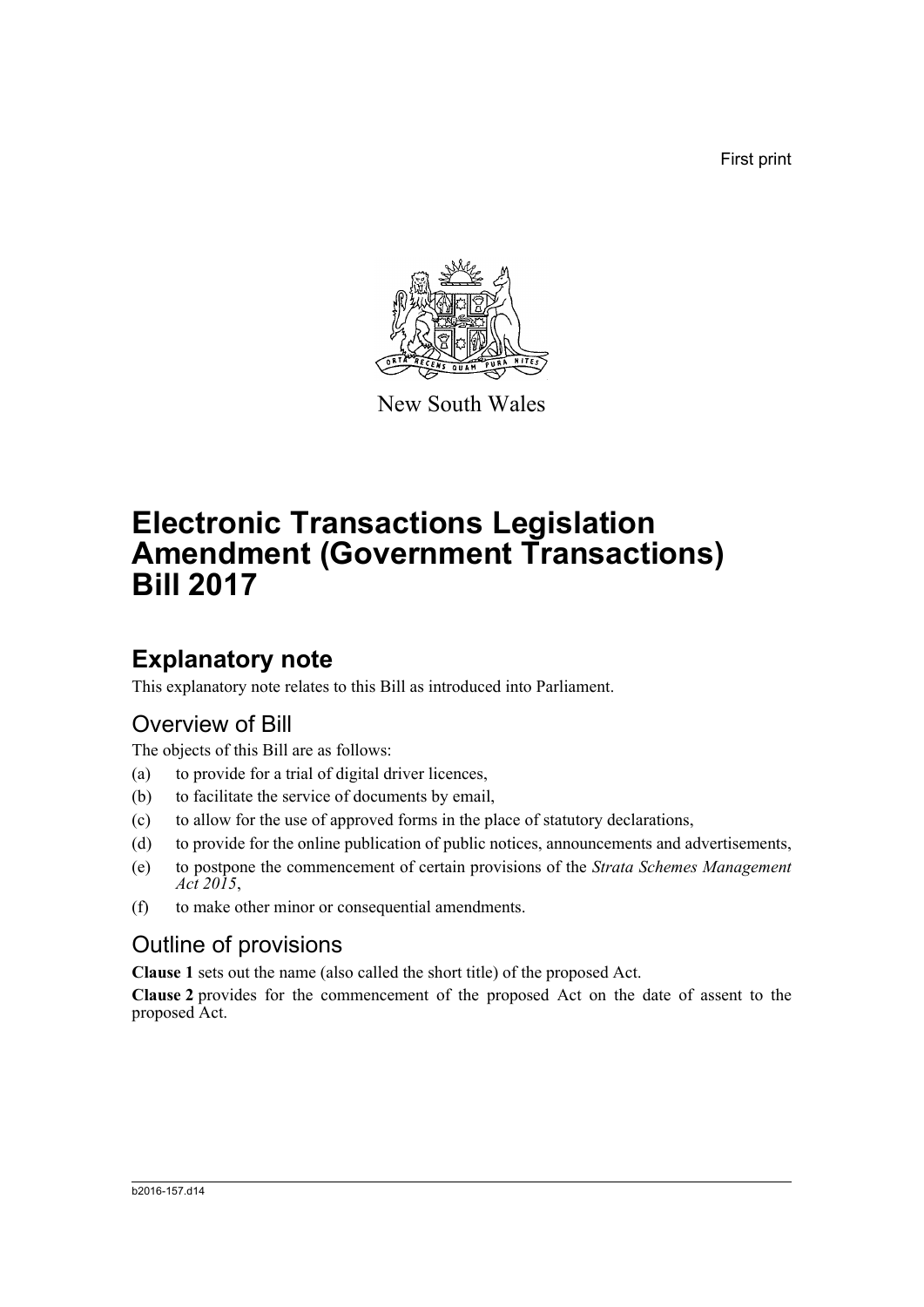First print

New South Wales

# Electronic Transactions Legislation Amendment (Government Transactions) Bill 2017

## Explanatory note

This explanatory note relates to this Bill as introduced into Parliament.

### Overview of Bill

The objects of this Bill are as follows:

(a) to provide for a trial of digital driver licences,

(b) to facilitate the service of documents by email,

(c) to allow for the use of approved forms in the place of statutory declarations,

(d) to provide for the online publication of public notices, announcements and advertisements,

(e) to postpone the commencement of certain provisions of the *Strata Schemes Management Act 2015*,

(f) to make other minor or consequential amendments.

### Outline of provisions

**Clause 1** sets out the name (also called the short title) of the proposed Act.

**Clause 2** provides for the commencement of the proposed Act on the date of assent to the proposed Act.

b2016-157.d14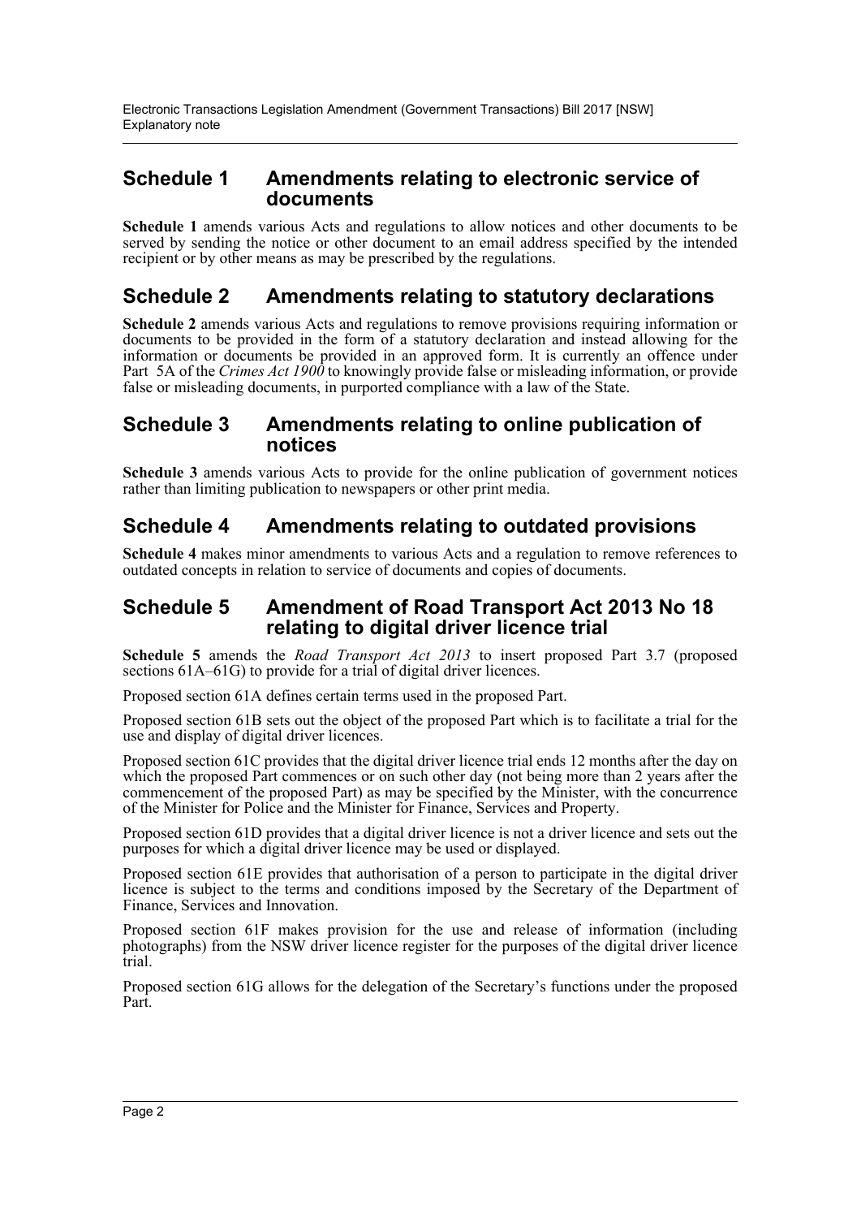## Schedule 1 Amendments relating to electronic service of documents

**Schedule 1** amends various Acts and regulations to allow notices and other documents to be served by sending the notice or other document to an email address specified by the intended recipient or by other means as may be prescribed by the regulations.

## Schedule 2 Amendments relating to statutory declarations

**Schedule 2** amends various Acts and regulations to remove provisions requiring information or documents to be provided in the form of a statutory declaration and instead allowing for the information or documents be provided in an approved form. It is currently an offence under Part 5A of the *Crimes Act 1900* to knowingly provide false or misleading information, or provide false or misleading documents, in purported compliance with a law of the State.

## Schedule 3 Amendments relating to online publication of notices

**Schedule 3** amends various Acts to provide for the online publication of government notices rather than limiting publication to newspapers or other print media.

## Schedule 4 Amendments relating to outdated provisions

**Schedule 4** makes minor amendments to various Acts and a regulation to remove references to outdated concepts in relation to service of documents and copies of documents.

## Schedule 5 Amendment of Road Transport Act 2013 No 18 relating to digital driver licence trial

**Schedule 5** amends the *Road Transport Act 2013* to insert proposed Part 3.7 (proposed sections 61A–61G) to provide for a trial of digital driver licences.

Proposed section 61A defines certain terms used in the proposed Part.

Proposed section 61B sets out the object of the proposed Part which is to facilitate a trial for the use and display of digital driver licences.

Proposed section 61C provides that the digital driver licence trial ends 12 months after the day on which the proposed Part commences or on such other day (not being more than 2 years after the commencement of the proposed Part) as may be specified by the Minister, with the concurrence of the Minister for Police and the Minister for Finance, Services and Property.

Proposed section 61D provides that a digital driver licence is not a driver licence and sets out the purposes for which a digital driver licence may be used or displayed.

Proposed section 61E provides that authorisation of a person to participate in the digital driver licence is subject to the terms and conditions imposed by the Secretary of the Department of Finance, Services and Innovation.

Proposed section 61F makes provision for the use and release of information (including photographs) from the NSW driver licence register for the purposes of the digital driver licence trial.

Proposed section 61G allows for the delegation of the Secretary's functions under the proposed Part.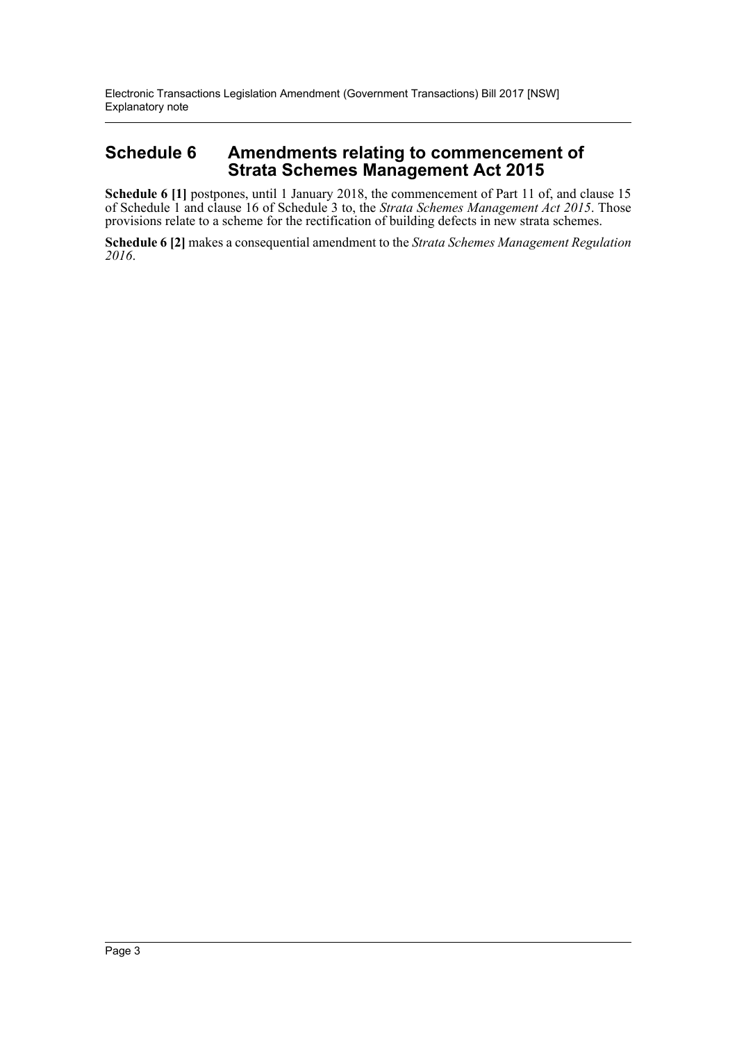## Schedule 6 Amendments relating to commencement of Strata Schemes Management Act 2015

**Schedule 6 [1]** postpones, until 1 January 2018, the commencement of Part 11 of, and clause 15 of Schedule 1 and clause 16 of Schedule 3 to, the *Strata Schemes Management Act 2015*. Those provisions relate to a scheme for the rectification of building defects in new strata schemes.

**Schedule 6 [2]** makes a consequential amendment to the *Strata Schemes Management Regulation 2016*.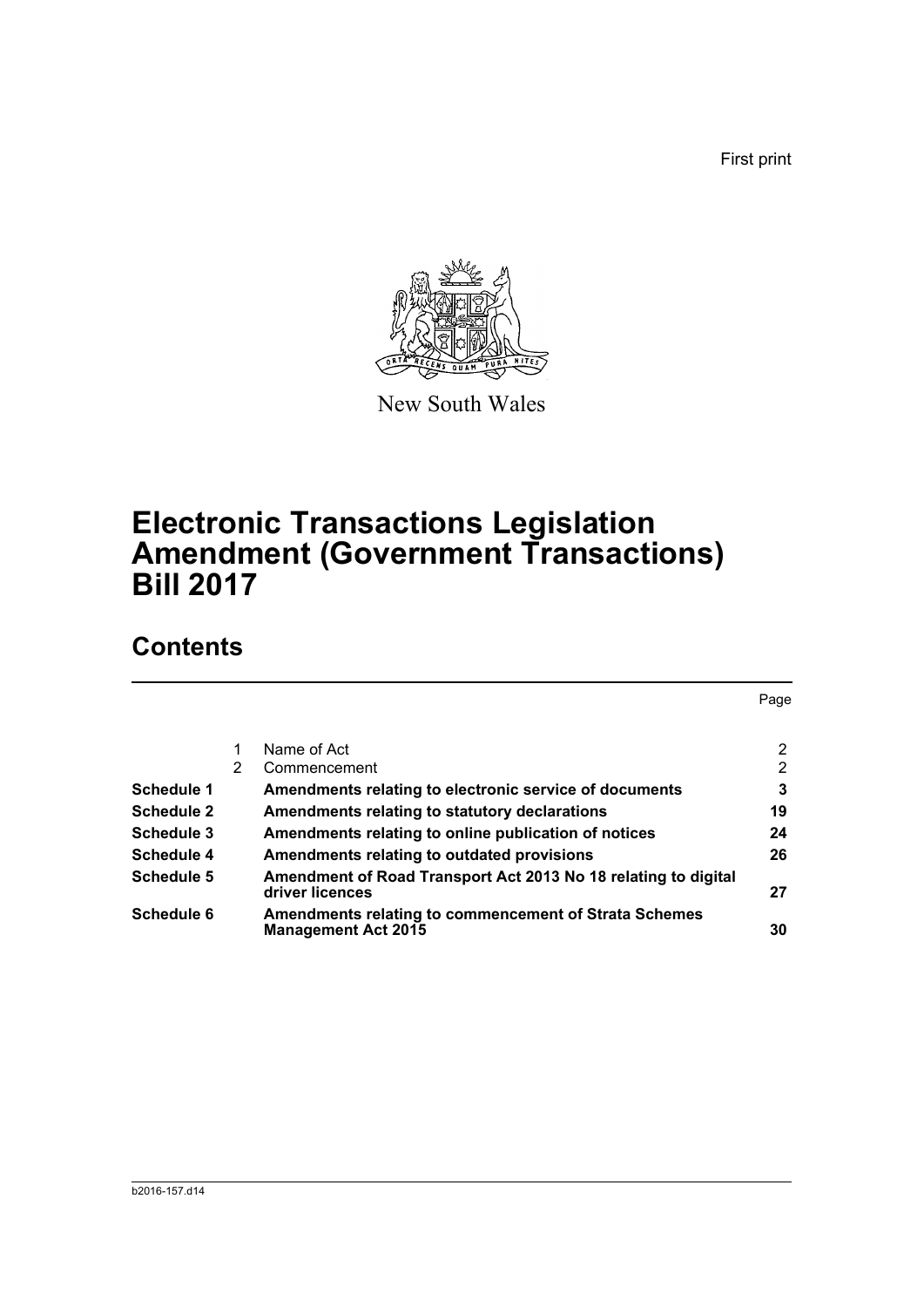First print

New South Wales

# Electronic Transactions Legislation Amendment (Government Transactions) Bill 2017

## Contents

| | | | Page |
|---|---|---|---|
| | 1 | Name of Act | 2 |
| | 2 | Commencement | 2 |
| **Schedule 1** | | **Amendments relating to electronic service of documents** | **3** |
| **Schedule 2** | | **Amendments relating to statutory declarations** | **19** |
| **Schedule 3** | | **Amendments relating to online publication of notices** | **24** |
| **Schedule 4** | | **Amendments relating to outdated provisions** | **26** |
| **Schedule 5** | | **Amendment of Road Transport Act 2013 No 18 relating to digital driver licences** | **27** |
| **Schedule 6** | | **Amendments relating to commencement of Strata Schemes Management Act 2015** | **30** |

b2016-157.d14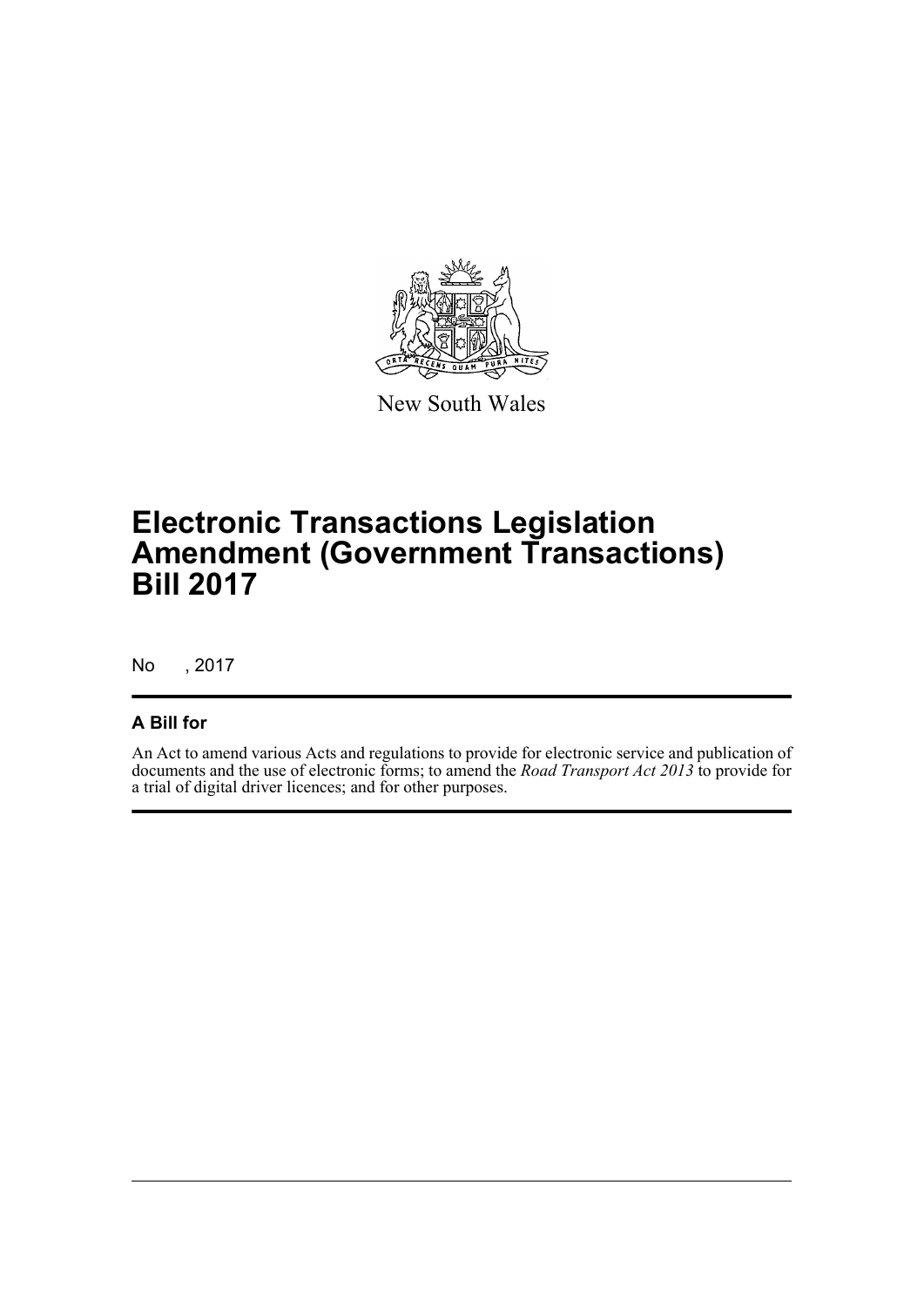New South Wales

# Electronic Transactions Legislation Amendment (Government Transactions) Bill 2017

No , 2017

## A Bill for

An Act to amend various Acts and regulations to provide for electronic service and publication of documents and the use of electronic forms; to amend the *Road Transport Act 2013* to provide for a trial of digital driver licences; and for other purposes.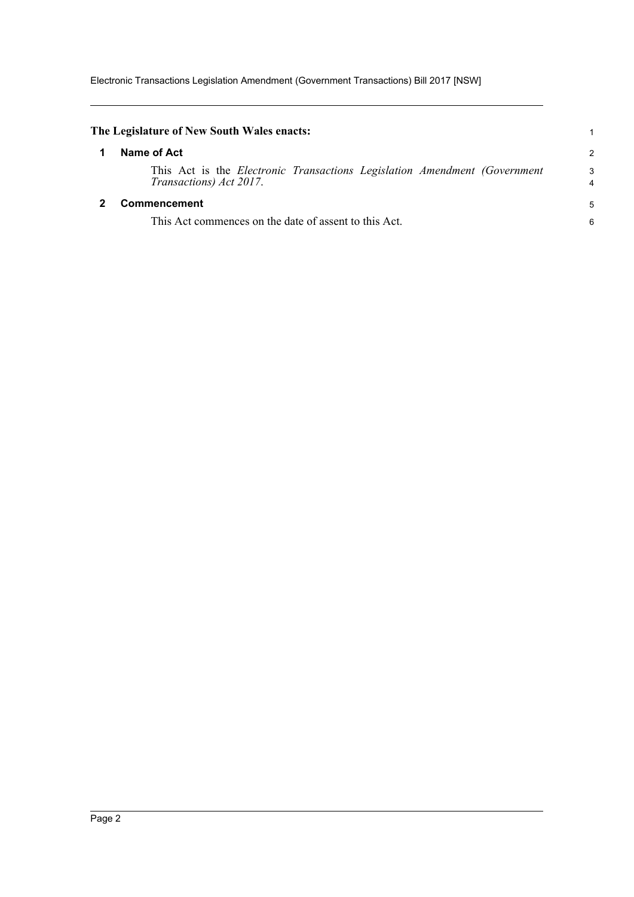**The Legislature of New South Wales enacts:**

## 1 Name of Act

This Act is the *Electronic Transactions Legislation Amendment (Government Transactions) Act 2017*.

## 2 Commencement

This Act commences on the date of assent to this Act.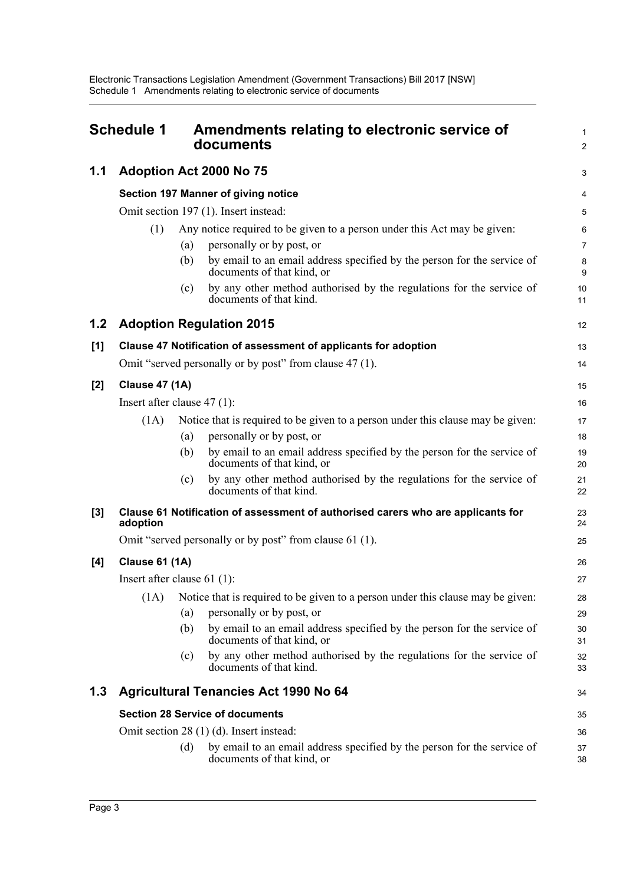# Schedule 1 Amendments relating to electronic service of documents

## 1.1 Adoption Act 2000 No 75

### Section 197 Manner of giving notice

Omit section 197 (1). Insert instead:

(1) Any notice required to be given to a person under this Act may be given:

(a) personally or by post, or

(b) by email to an email address specified by the person for the service of documents of that kind, or

(c) by any other method authorised by the regulations for the service of documents of that kind.

## 1.2 Adoption Regulation 2015

### [1] Clause 47 Notification of assessment of applicants for adoption

Omit "served personally or by post" from clause 47 (1).

### [2] Clause 47 (1A)

Insert after clause 47 (1):

(1A) Notice that is required to be given to a person under this clause may be given:

(a) personally or by post, or

(b) by email to an email address specified by the person for the service of documents of that kind, or

(c) by any other method authorised by the regulations for the service of documents of that kind.

### [3] Clause 61 Notification of assessment of authorised carers who are applicants for adoption

Omit "served personally or by post" from clause 61 (1).

### [4] Clause 61 (1A)

Insert after clause 61 (1):

(1A) Notice that is required to be given to a person under this clause may be given:

(a) personally or by post, or

(b) by email to an email address specified by the person for the service of documents of that kind, or

(c) by any other method authorised by the regulations for the service of documents of that kind.

## 1.3 Agricultural Tenancies Act 1990 No 64

### Section 28 Service of documents

Omit section 28 (1) (d). Insert instead:

(d) by email to an email address specified by the person for the service of documents of that kind, or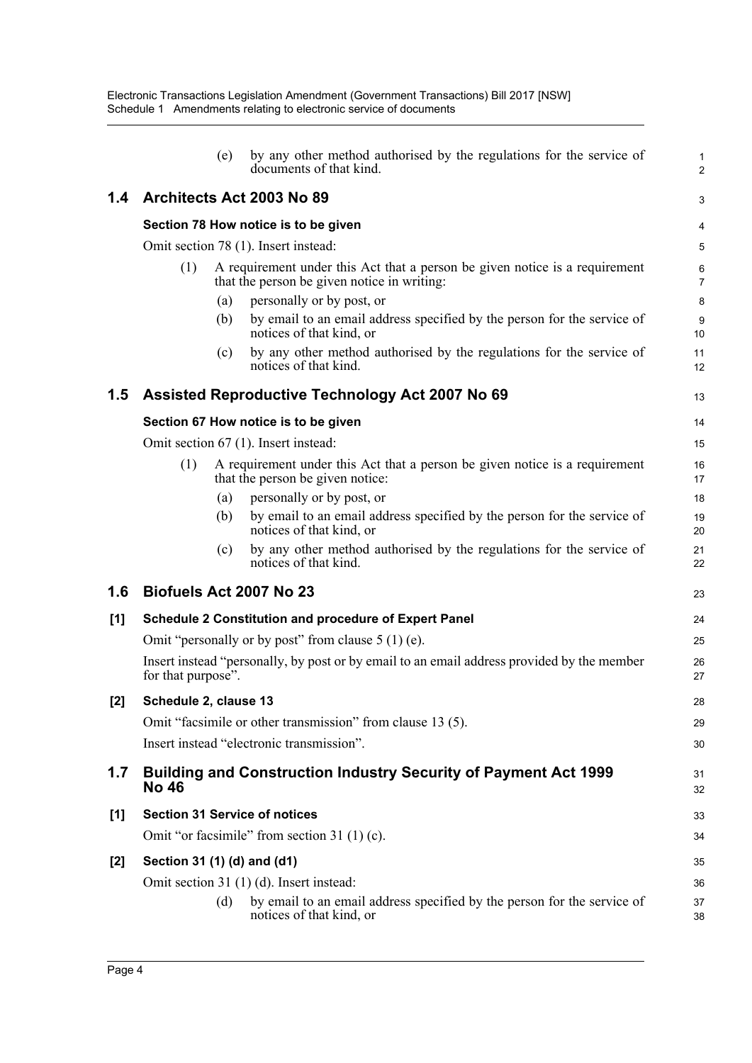(e) by any other method authorised by the regulations for the service of documents of that kind.

## 1.4 Architects Act 2003 No 89

### Section 78 How notice is to be given

Omit section 78 (1). Insert instead:

(1) A requirement under this Act that a person be given notice is a requirement that the person be given notice in writing:

(a) personally or by post, or

(b) by email to an email address specified by the person for the service of notices of that kind, or

(c) by any other method authorised by the regulations for the service of notices of that kind.

## 1.5 Assisted Reproductive Technology Act 2007 No 69

### Section 67 How notice is to be given

Omit section 67 (1). Insert instead:

(1) A requirement under this Act that a person be given notice is a requirement that the person be given notice:

(a) personally or by post, or

(b) by email to an email address specified by the person for the service of notices of that kind, or

(c) by any other method authorised by the regulations for the service of notices of that kind.

## 1.6 Biofuels Act 2007 No 23

### [1] Schedule 2 Constitution and procedure of Expert Panel

Omit "personally or by post" from clause 5 (1) (e).

Insert instead "personally, by post or by email to an email address provided by the member for that purpose".

### [2] Schedule 2, clause 13

Omit "facsimile or other transmission" from clause 13 (5).

Insert instead "electronic transmission".

## 1.7 Building and Construction Industry Security of Payment Act 1999 No 46

### [1] Section 31 Service of notices

Omit "or facsimile" from section 31 (1) (c).

### [2] Section 31 (1) (d) and (d1)

Omit section 31 (1) (d). Insert instead:

(d) by email to an email address specified by the person for the service of notices of that kind, or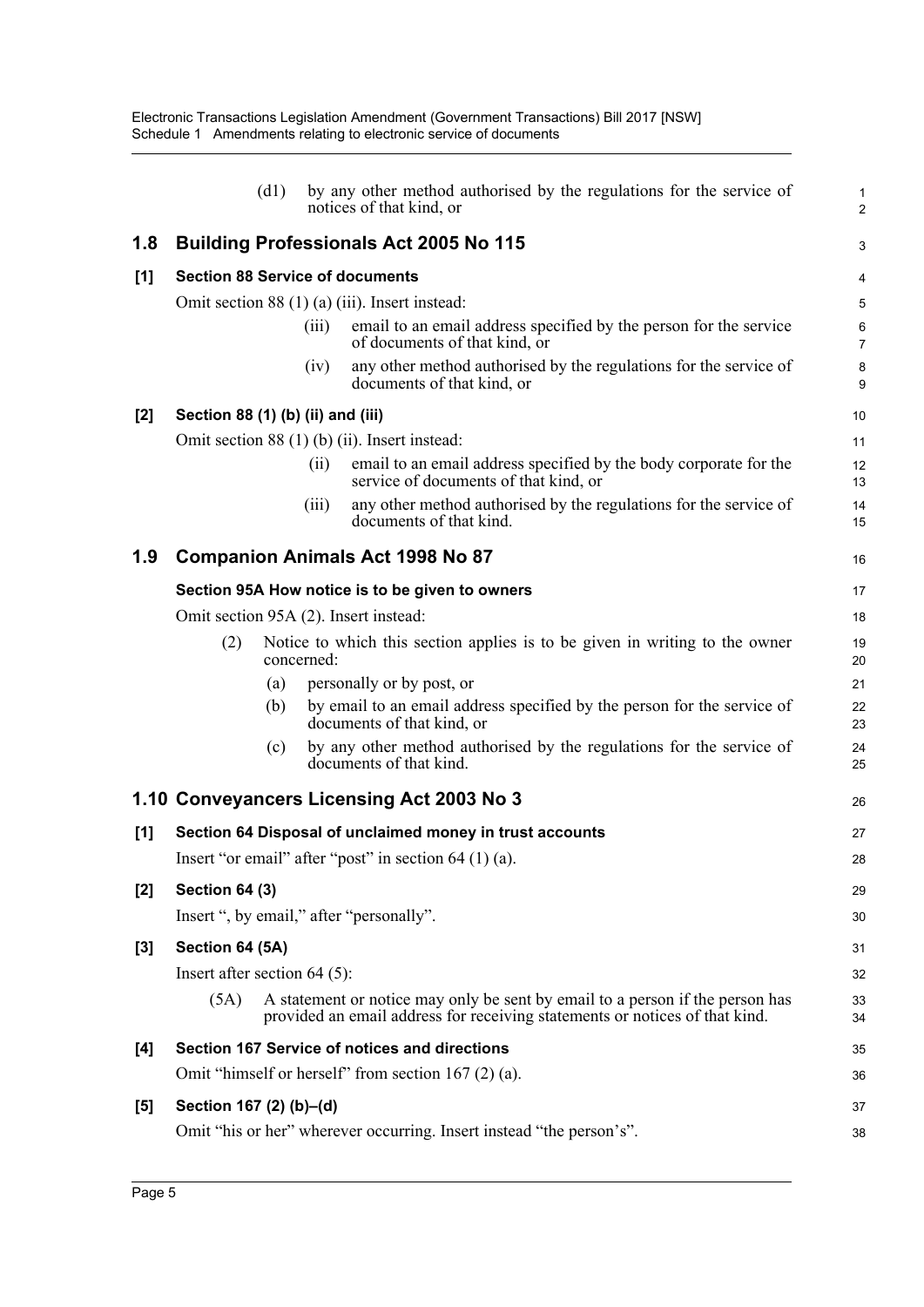(d1) by any other method authorised by the regulations for the service of notices of that kind, or

## 1.8 Building Professionals Act 2005 No 115

### [1] Section 88 Service of documents

Omit section 88 (1) (a) (iii). Insert instead:

(iii) email to an email address specified by the person for the service of documents of that kind, or

(iv) any other method authorised by the regulations for the service of documents of that kind, or

### [2] Section 88 (1) (b) (ii) and (iii)

Omit section 88 (1) (b) (ii). Insert instead:

(ii) email to an email address specified by the body corporate for the service of documents of that kind, or

(iii) any other method authorised by the regulations for the service of documents of that kind.

## 1.9 Companion Animals Act 1998 No 87

### Section 95A How notice is to be given to owners

Omit section 95A (2). Insert instead:

(2) Notice to which this section applies is to be given in writing to the owner concerned:

(a) personally or by post, or

(b) by email to an email address specified by the person for the service of documents of that kind, or

(c) by any other method authorised by the regulations for the service of documents of that kind.

## 1.10 Conveyancers Licensing Act 2003 No 3

### [1] Section 64 Disposal of unclaimed money in trust accounts

Insert "or email" after "post" in section 64 (1) (a).

### [2] Section 64 (3)

Insert ", by email," after "personally".

### [3] Section 64 (5A)

Insert after section 64 (5):

(5A) A statement or notice may only be sent by email to a person if the person has provided an email address for receiving statements or notices of that kind.

### [4] Section 167 Service of notices and directions

Omit "himself or herself" from section 167 (2) (a).

### [5] Section 167 (2) (b)–(d)

Omit "his or her" wherever occurring. Insert instead "the person's".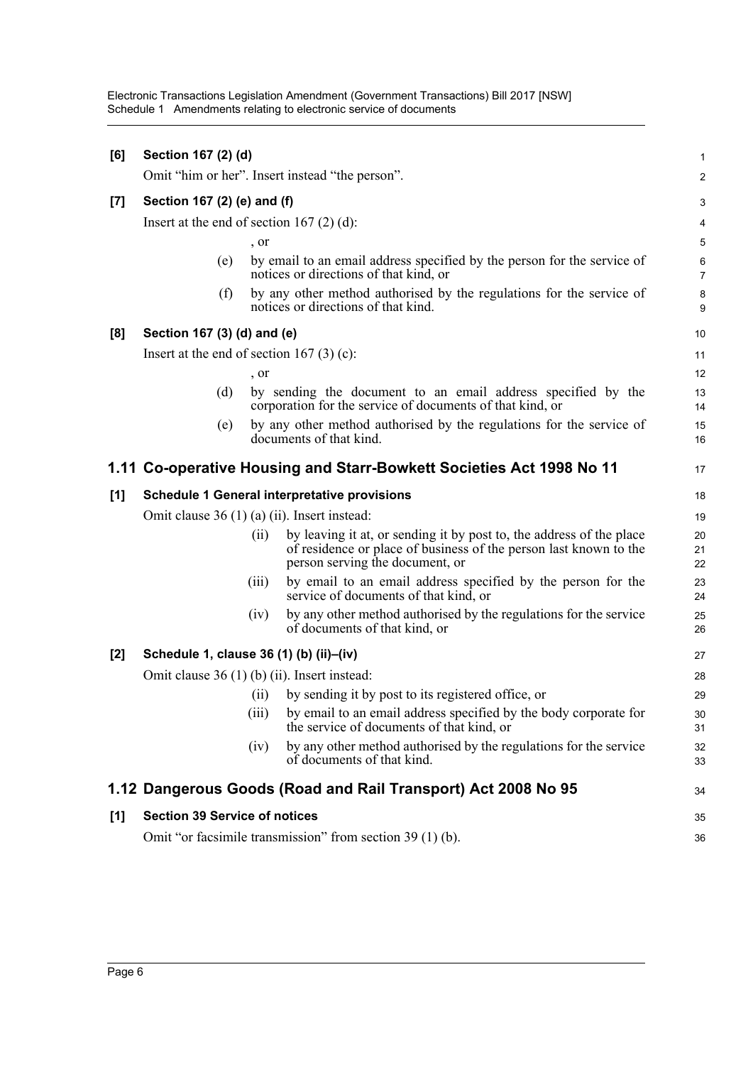**[6] Section 167 (2) (d)**

Omit "him or her". Insert instead "the person".

**[7] Section 167 (2) (e) and (f)**

Insert at the end of section 167 (2) (d):

, or

(e) by email to an email address specified by the person for the service of notices or directions of that kind, or

(f) by any other method authorised by the regulations for the service of notices or directions of that kind.

**[8] Section 167 (3) (d) and (e)**

Insert at the end of section 167 (3) (c):

, or

(d) by sending the document to an email address specified by the corporation for the service of documents of that kind, or

(e) by any other method authorised by the regulations for the service of documents of that kind.

## 1.11 Co-operative Housing and Starr-Bowkett Societies Act 1998 No 11

**[1] Schedule 1 General interpretative provisions**

Omit clause 36 (1) (a) (ii). Insert instead:

(ii) by leaving it at, or sending it by post to, the address of the place of residence or place of business of the person last known to the person serving the document, or

(iii) by email to an email address specified by the person for the service of documents of that kind, or

(iv) by any other method authorised by the regulations for the service of documents of that kind, or

**[2] Schedule 1, clause 36 (1) (b) (ii)–(iv)**

Omit clause 36 (1) (b) (ii). Insert instead:

(ii) by sending it by post to its registered office, or

(iii) by email to an email address specified by the body corporate for the service of documents of that kind, or

(iv) by any other method authorised by the regulations for the service of documents of that kind.

## 1.12 Dangerous Goods (Road and Rail Transport) Act 2008 No 95

**[1] Section 39 Service of notices**

Omit "or facsimile transmission" from section 39 (1) (b).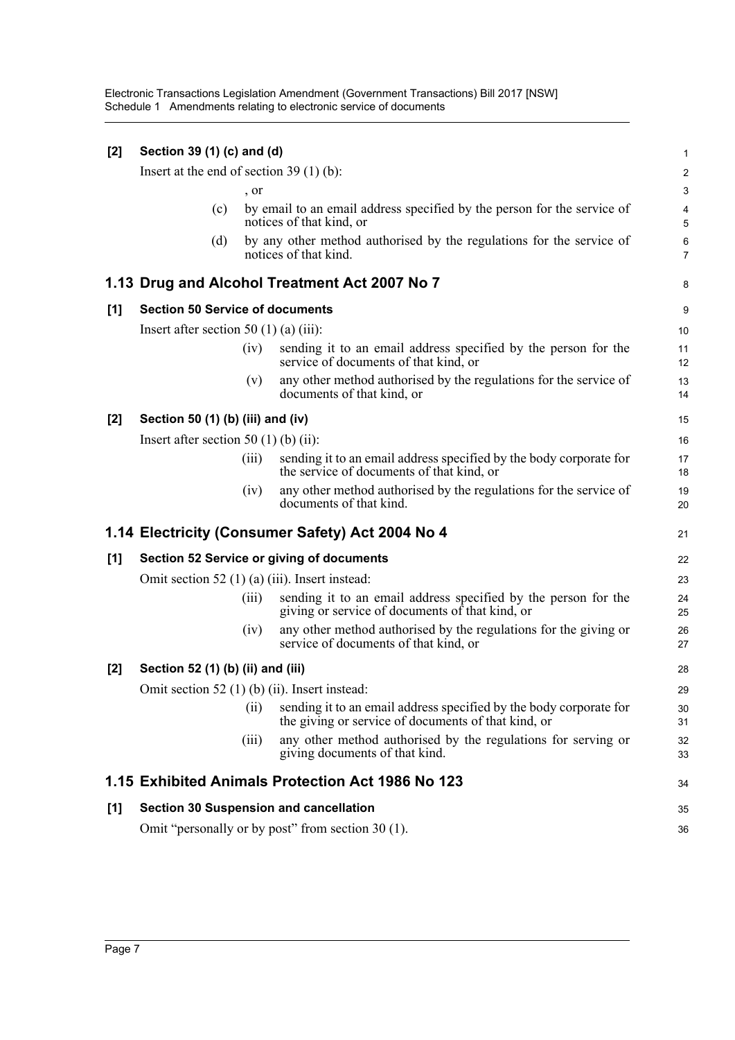**[2] Section 39 (1) (c) and (d)**

Insert at the end of section 39 (1) (b):

, or

(c) by email to an email address specified by the person for the service of notices of that kind, or

(d) by any other method authorised by the regulations for the service of notices of that kind.

## 1.13 Drug and Alcohol Treatment Act 2007 No 7

**[1] Section 50 Service of documents**

Insert after section 50 (1) (a) (iii):

(iv) sending it to an email address specified by the person for the service of documents of that kind, or

(v) any other method authorised by the regulations for the service of documents of that kind, or

**[2] Section 50 (1) (b) (iii) and (iv)**

Insert after section 50 (1) (b) (ii):

(iii) sending it to an email address specified by the body corporate for the service of documents of that kind, or

(iv) any other method authorised by the regulations for the service of documents of that kind.

## 1.14 Electricity (Consumer Safety) Act 2004 No 4

**[1] Section 52 Service or giving of documents**

Omit section 52 (1) (a) (iii). Insert instead:

(iii) sending it to an email address specified by the person for the giving or service of documents of that kind, or

(iv) any other method authorised by the regulations for the giving or service of documents of that kind, or

**[2] Section 52 (1) (b) (ii) and (iii)**

Omit section 52 (1) (b) (ii). Insert instead:

(ii) sending it to an email address specified by the body corporate for the giving or service of documents of that kind, or

(iii) any other method authorised by the regulations for serving or giving documents of that kind.

## 1.15 Exhibited Animals Protection Act 1986 No 123

**[1] Section 30 Suspension and cancellation**

Omit "personally or by post" from section 30 (1).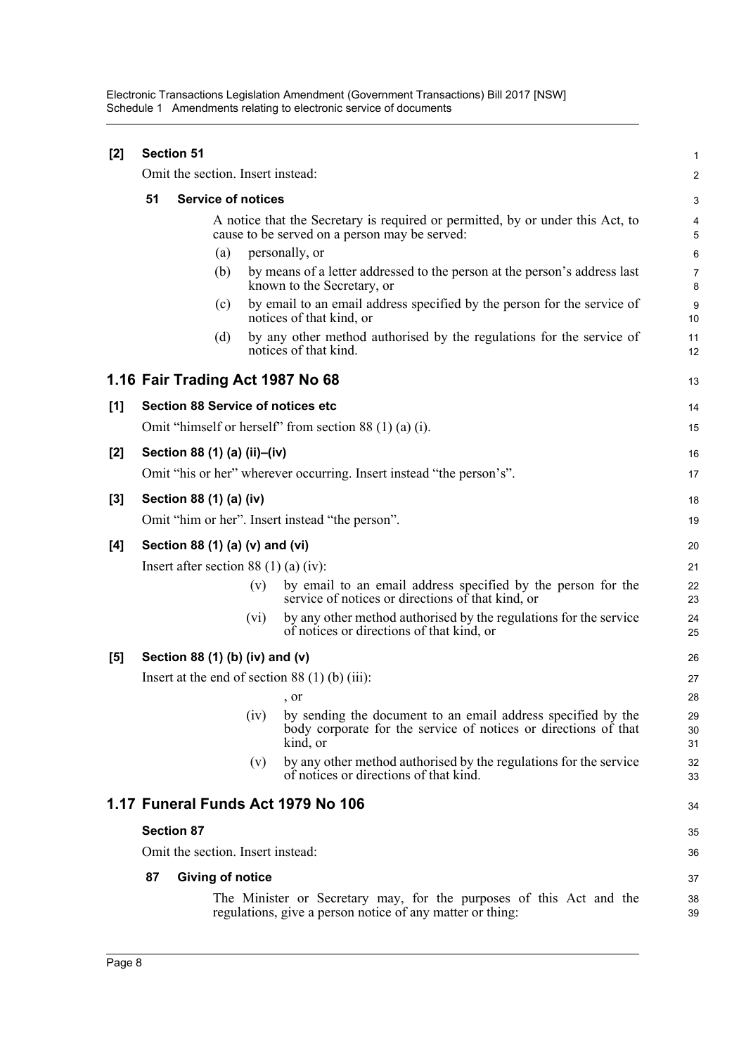**[2] Section 51**

Omit the section. Insert instead:

**51 Service of notices**

A notice that the Secretary is required or permitted, by or under this Act, to cause to be served on a person may be served:

(a) personally, or

(b) by means of a letter addressed to the person at the person's address last known to the Secretary, or

(c) by email to an email address specified by the person for the service of notices of that kind, or

(d) by any other method authorised by the regulations for the service of notices of that kind.

## 1.16 Fair Trading Act 1987 No 68

**[1] Section 88 Service of notices etc**

Omit "himself or herself" from section 88 (1) (a) (i).

**[2] Section 88 (1) (a) (ii)–(iv)**

Omit "his or her" wherever occurring. Insert instead "the person's".

**[3] Section 88 (1) (a) (iv)**

Omit "him or her". Insert instead "the person".

**[4] Section 88 (1) (a) (v) and (vi)**

Insert after section 88 (1) (a) (iv):

(v) by email to an email address specified by the person for the service of notices or directions of that kind, or

(vi) by any other method authorised by the regulations for the service of notices or directions of that kind, or

**[5] Section 88 (1) (b) (iv) and (v)**

Insert at the end of section 88 (1) (b) (iii):

, or

(iv) by sending the document to an email address specified by the body corporate for the service of notices or directions of that kind, or

(v) by any other method authorised by the regulations for the service of notices or directions of that kind.

## 1.17 Funeral Funds Act 1979 No 106

**Section 87**

Omit the section. Insert instead:

**87 Giving of notice**

The Minister or Secretary may, for the purposes of this Act and the regulations, give a person notice of any matter or thing: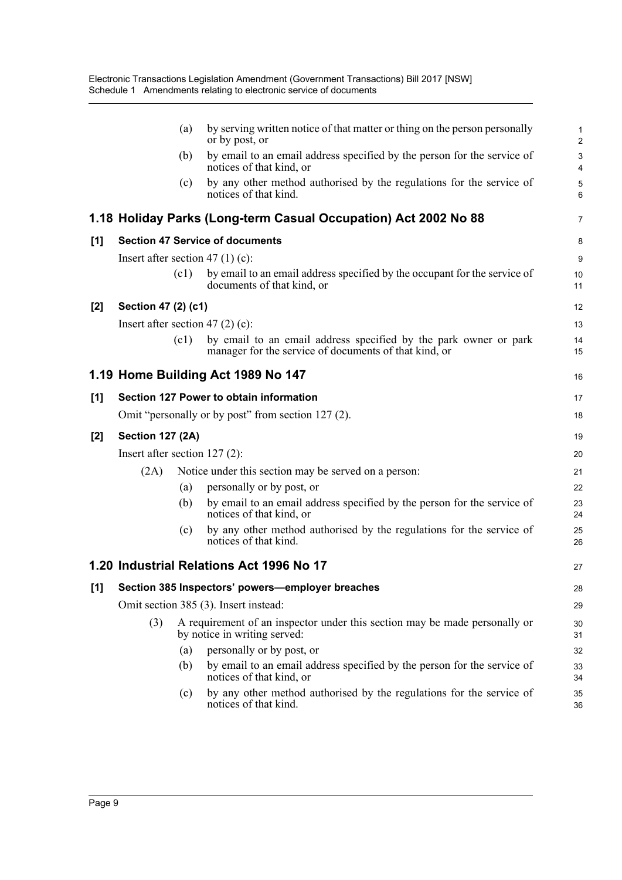(a) by serving written notice of that matter or thing on the person personally or by post, or

(b) by email to an email address specified by the person for the service of notices of that kind, or

(c) by any other method authorised by the regulations for the service of notices of that kind.

## 1.18 Holiday Parks (Long-term Casual Occupation) Act 2002 No 88

### [1] Section 47 Service of documents

Insert after section 47 (1) (c):

(c1) by email to an email address specified by the occupant for the service of documents of that kind, or

### [2] Section 47 (2) (c1)

Insert after section 47 (2) (c):

(c1) by email to an email address specified by the park owner or park manager for the service of documents of that kind, or

## 1.19 Home Building Act 1989 No 147

### [1] Section 127 Power to obtain information

Omit "personally or by post" from section 127 (2).

### [2] Section 127 (2A)

Insert after section 127 (2):

(2A) Notice under this section may be served on a person:

(a) personally or by post, or

(b) by email to an email address specified by the person for the service of notices of that kind, or

(c) by any other method authorised by the regulations for the service of notices of that kind.

## 1.20 Industrial Relations Act 1996 No 17

### [1] Section 385 Inspectors' powers—employer breaches

Omit section 385 (3). Insert instead:

(3) A requirement of an inspector under this section may be made personally or by notice in writing served:

(a) personally or by post, or

(b) by email to an email address specified by the person for the service of notices of that kind, or

(c) by any other method authorised by the regulations for the service of notices of that kind.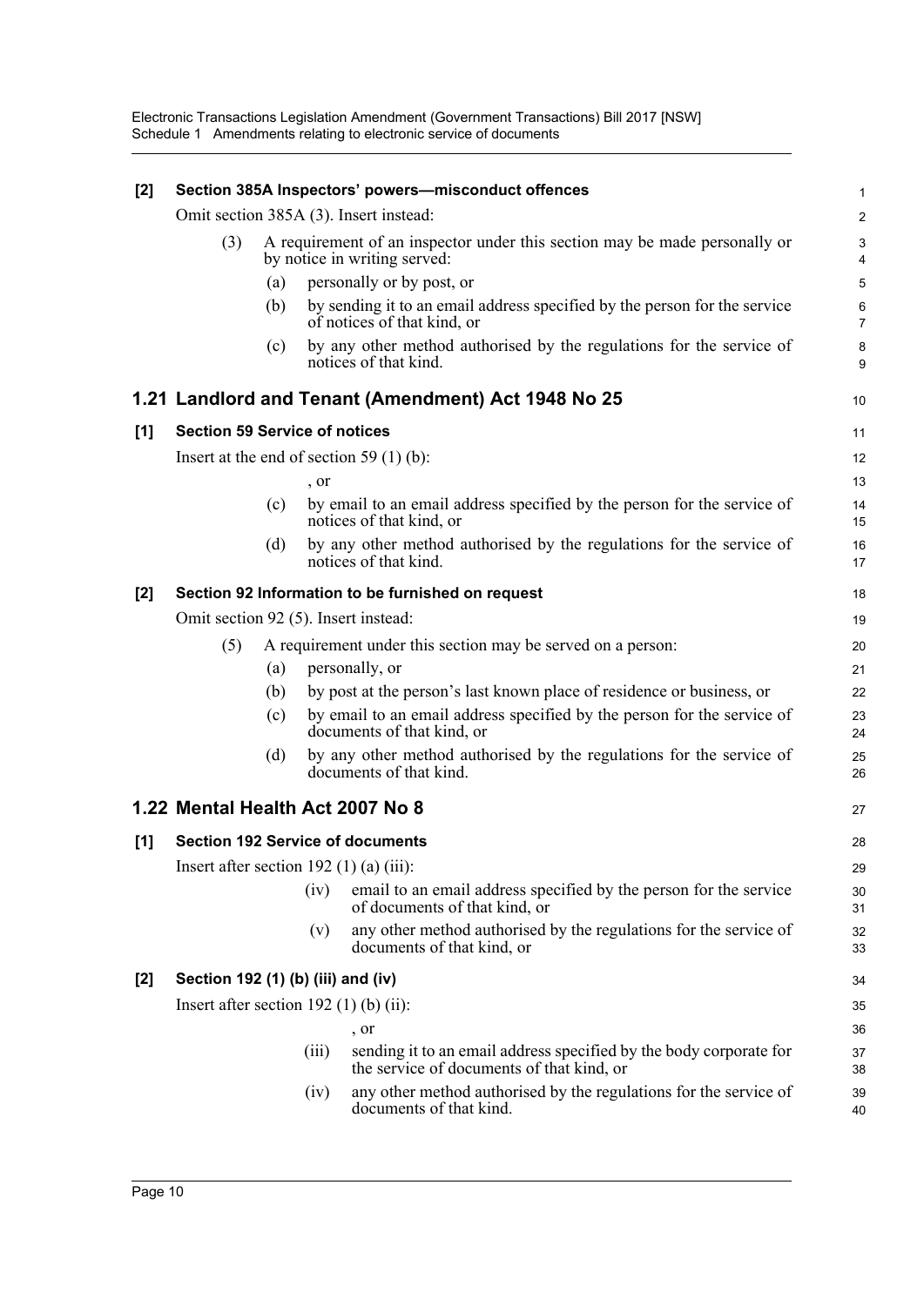**[2] Section 385A Inspectors' powers—misconduct offences**

Omit section 385A (3). Insert instead:

(3) A requirement of an inspector under this section may be made personally or by notice in writing served:

(a) personally or by post, or

(b) by sending it to an email address specified by the person for the service of notices of that kind, or

(c) by any other method authorised by the regulations for the service of notices of that kind.

## 1.21 Landlord and Tenant (Amendment) Act 1948 No 25

**[1] Section 59 Service of notices**

Insert at the end of section 59 (1) (b):

, or

(c) by email to an email address specified by the person for the service of notices of that kind, or

(d) by any other method authorised by the regulations for the service of notices of that kind.

**[2] Section 92 Information to be furnished on request**

Omit section 92 (5). Insert instead:

(5) A requirement under this section may be served on a person:

(a) personally, or

(b) by post at the person's last known place of residence or business, or

(c) by email to an email address specified by the person for the service of documents of that kind, or

(d) by any other method authorised by the regulations for the service of documents of that kind.

## 1.22 Mental Health Act 2007 No 8

**[1] Section 192 Service of documents**

Insert after section 192 (1) (a) (iii):

(iv) email to an email address specified by the person for the service of documents of that kind, or

(v) any other method authorised by the regulations for the service of documents of that kind, or

**[2] Section 192 (1) (b) (iii) and (iv)**

Insert after section 192 (1) (b) (ii):

, or

(iii) sending it to an email address specified by the body corporate for the service of documents of that kind, or

(iv) any other method authorised by the regulations for the service of documents of that kind.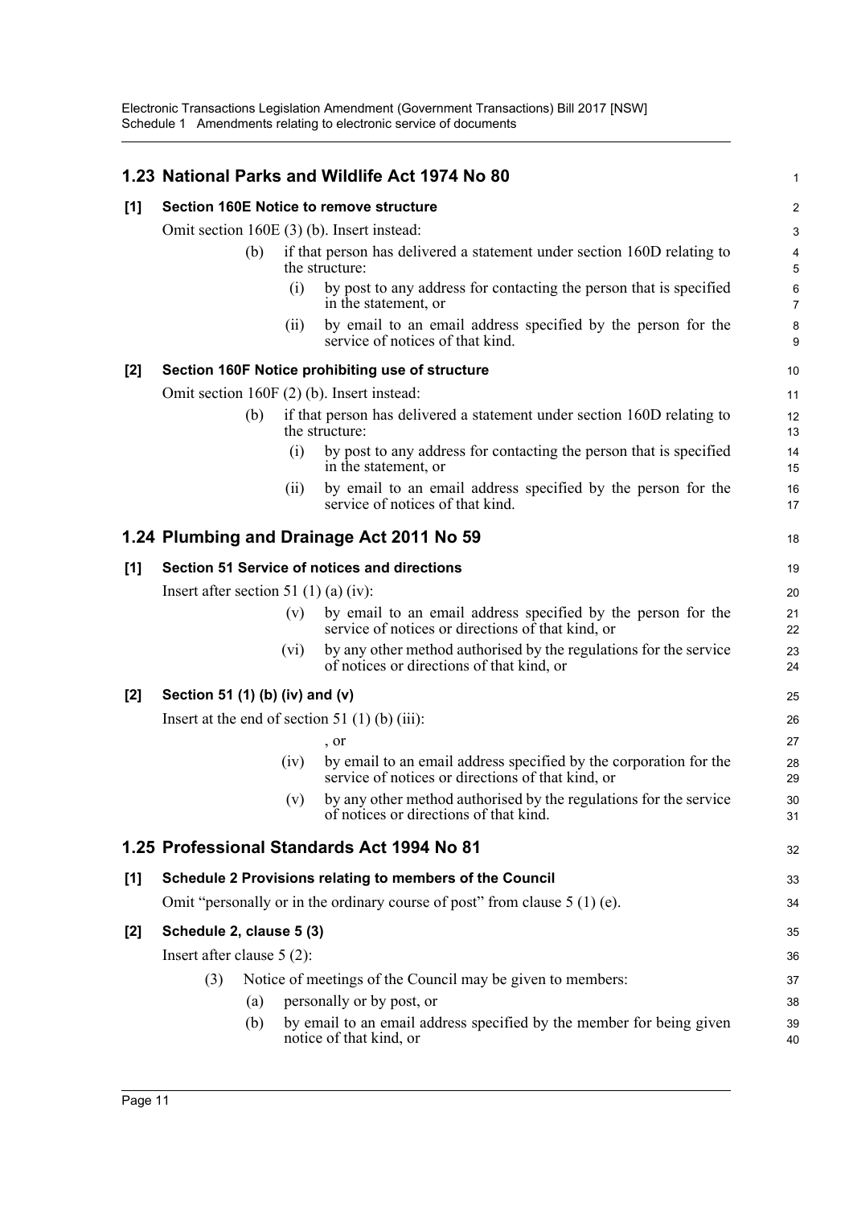## 1.23 National Parks and Wildlife Act 1974 No 80

**[1] Section 160E Notice to remove structure**

Omit section 160E (3) (b). Insert instead:

> (b) if that person has delivered a statement under section 160D relating to the structure:
>
> (i) by post to any address for contacting the person that is specified in the statement, or
>
> (ii) by email to an email address specified by the person for the service of notices of that kind.

**[2] Section 160F Notice prohibiting use of structure**

Omit section 160F (2) (b). Insert instead:

> (b) if that person has delivered a statement under section 160D relating to the structure:
>
> (i) by post to any address for contacting the person that is specified in the statement, or
>
> (ii) by email to an email address specified by the person for the service of notices of that kind.

## 1.24 Plumbing and Drainage Act 2011 No 59

**[1] Section 51 Service of notices and directions**

Insert after section 51 (1) (a) (iv):

> (v) by email to an email address specified by the person for the service of notices or directions of that kind, or
>
> (vi) by any other method authorised by the regulations for the service of notices or directions of that kind, or

**[2] Section 51 (1) (b) (iv) and (v)**

Insert at the end of section 51 (1) (b) (iii):

> , or
>
> (iv) by email to an email address specified by the corporation for the service of notices or directions of that kind, or
>
> (v) by any other method authorised by the regulations for the service of notices or directions of that kind.

## 1.25 Professional Standards Act 1994 No 81

**[1] Schedule 2 Provisions relating to members of the Council**

Omit "personally or in the ordinary course of post" from clause 5 (1) (e).

**[2] Schedule 2, clause 5 (3)**

Insert after clause 5 (2):

> (3) Notice of meetings of the Council may be given to members:
>
> (a) personally or by post, or
>
> (b) by email to an email address specified by the member for being given notice of that kind, or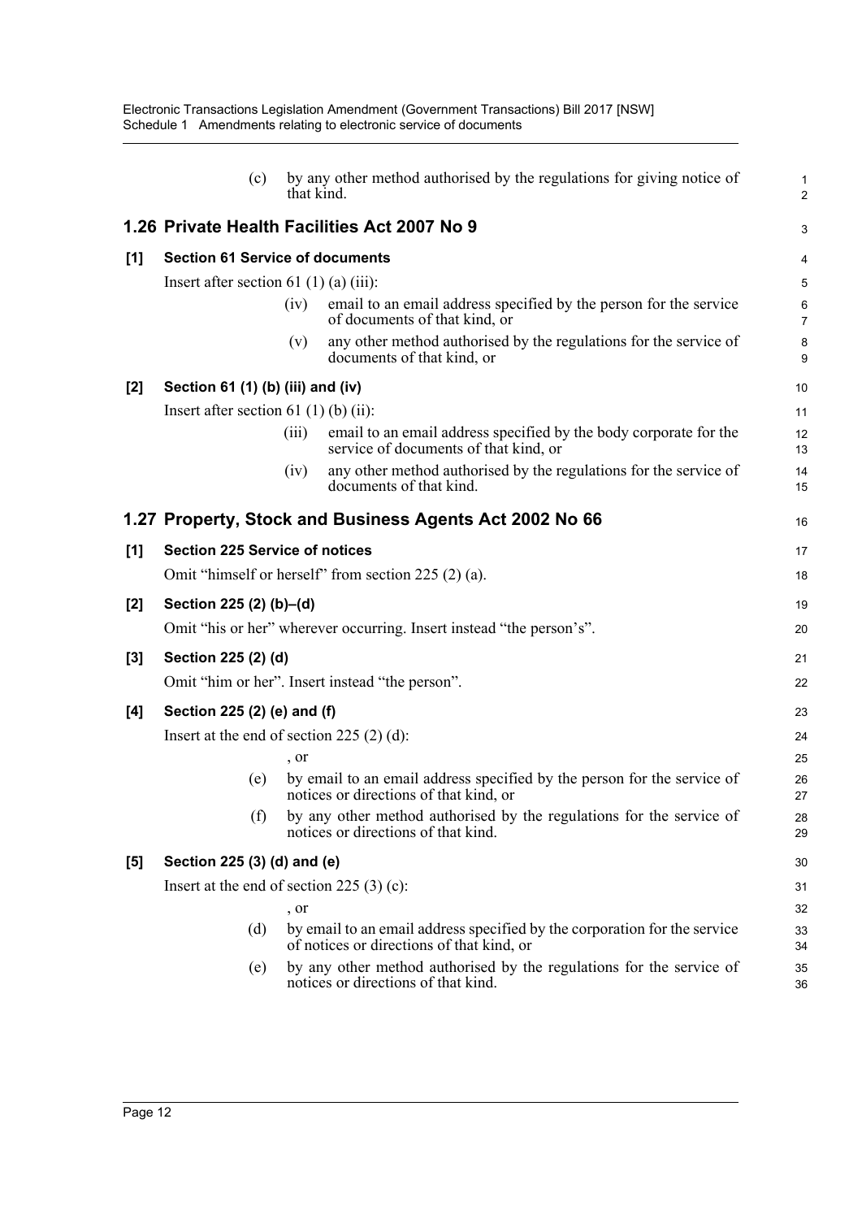(c) by any other method authorised by the regulations for giving notice of that kind.

## 1.26 Private Health Facilities Act 2007 No 9

### [1] Section 61 Service of documents

Insert after section 61 (1) (a) (iii):

> (iv) email to an email address specified by the person for the service of documents of that kind, or
>
> (v) any other method authorised by the regulations for the service of documents of that kind, or

### [2] Section 61 (1) (b) (iii) and (iv)

Insert after section 61 (1) (b) (ii):

> (iii) email to an email address specified by the body corporate for the service of documents of that kind, or
>
> (iv) any other method authorised by the regulations for the service of documents of that kind.

## 1.27 Property, Stock and Business Agents Act 2002 No 66

### [1] Section 225 Service of notices

Omit "himself or herself" from section 225 (2) (a).

### [2] Section 225 (2) (b)–(d)

Omit "his or her" wherever occurring. Insert instead "the person's".

### [3] Section 225 (2) (d)

Omit "him or her". Insert instead "the person".

### [4] Section 225 (2) (e) and (f)

Insert at the end of section 225 (2) (d):

> , or
>
> (e) by email to an email address specified by the person for the service of notices or directions of that kind, or
>
> (f) by any other method authorised by the regulations for the service of notices or directions of that kind.

### [5] Section 225 (3) (d) and (e)

Insert at the end of section 225 (3) (c):

> , or
>
> (d) by email to an email address specified by the corporation for the service of notices or directions of that kind, or
>
> (e) by any other method authorised by the regulations for the service of notices or directions of that kind.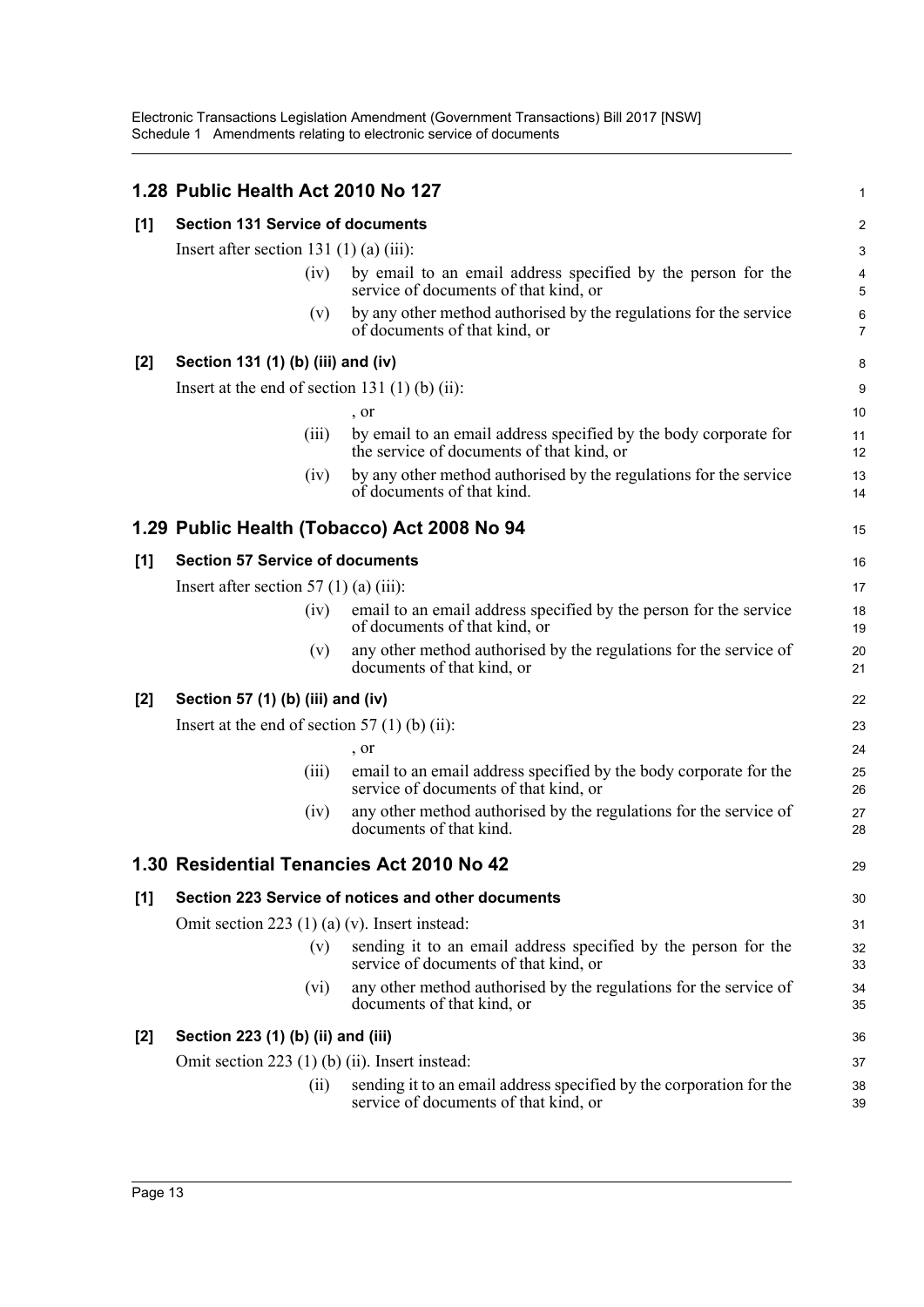## 1.28 Public Health Act 2010 No 127

### [1] Section 131 Service of documents

Insert after section 131 (1) (a) (iii):

(iv) by email to an email address specified by the person for the service of documents of that kind, or

(v) by any other method authorised by the regulations for the service of documents of that kind, or

### [2] Section 131 (1) (b) (iii) and (iv)

Insert at the end of section 131 (1) (b) (ii):

, or

(iii) by email to an email address specified by the body corporate for the service of documents of that kind, or

(iv) by any other method authorised by the regulations for the service of documents of that kind.

## 1.29 Public Health (Tobacco) Act 2008 No 94

### [1] Section 57 Service of documents

Insert after section 57 (1) (a) (iii):

(iv) email to an email address specified by the person for the service of documents of that kind, or

(v) any other method authorised by the regulations for the service of documents of that kind, or

### [2] Section 57 (1) (b) (iii) and (iv)

Insert at the end of section 57 (1) (b) (ii):

, or

(iii) email to an email address specified by the body corporate for the service of documents of that kind, or

(iv) any other method authorised by the regulations for the service of documents of that kind.

## 1.30 Residential Tenancies Act 2010 No 42

### [1] Section 223 Service of notices and other documents

Omit section 223 (1) (a) (v). Insert instead:

(v) sending it to an email address specified by the person for the service of documents of that kind, or

(vi) any other method authorised by the regulations for the service of documents of that kind, or

### [2] Section 223 (1) (b) (ii) and (iii)

Omit section 223 (1) (b) (ii). Insert instead:

(ii) sending it to an email address specified by the corporation for the service of documents of that kind, or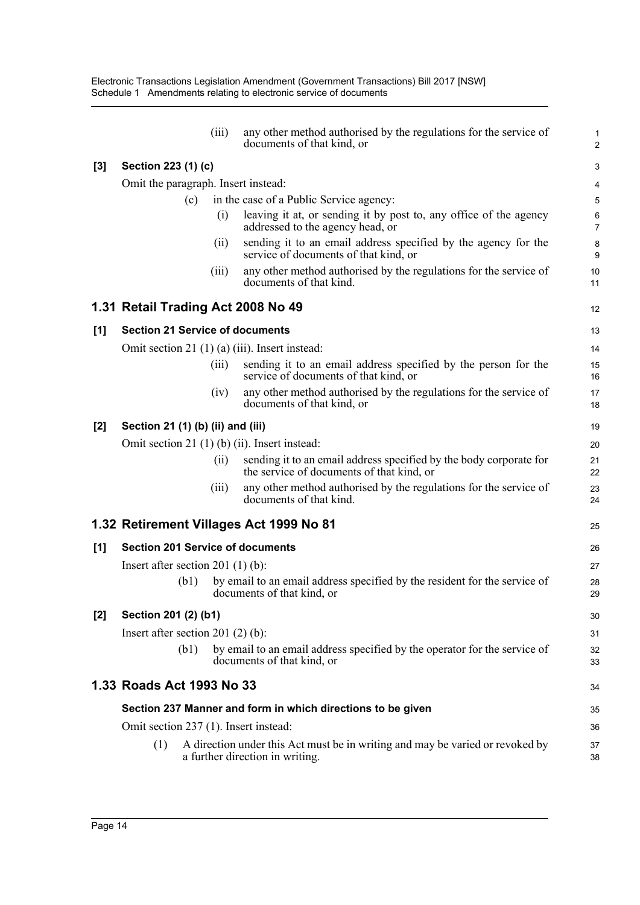(iii) any other method authorised by the regulations for the service of documents of that kind, or

**[3] Section 223 (1) (c)**

Omit the paragraph. Insert instead:

(c) in the case of a Public Service agency:

(i) leaving it at, or sending it by post to, any office of the agency addressed to the agency head, or

(ii) sending it to an email address specified by the agency for the service of documents of that kind, or

(iii) any other method authorised by the regulations for the service of documents of that kind.

## 1.31 Retail Trading Act 2008 No 49

**[1] Section 21 Service of documents**

Omit section 21 (1) (a) (iii). Insert instead:

(iii) sending it to an email address specified by the person for the service of documents of that kind, or

(iv) any other method authorised by the regulations for the service of documents of that kind, or

**[2] Section 21 (1) (b) (ii) and (iii)**

Omit section 21 (1) (b) (ii). Insert instead:

(ii) sending it to an email address specified by the body corporate for the service of documents of that kind, or

(iii) any other method authorised by the regulations for the service of documents of that kind.

## 1.32 Retirement Villages Act 1999 No 81

**[1] Section 201 Service of documents**

Insert after section 201 (1) (b):

(b1) by email to an email address specified by the resident for the service of documents of that kind, or

**[2] Section 201 (2) (b1)**

Insert after section 201 (2) (b):

(b1) by email to an email address specified by the operator for the service of documents of that kind, or

## 1.33 Roads Act 1993 No 33

**Section 237 Manner and form in which directions to be given**

Omit section 237 (1). Insert instead:

(1) A direction under this Act must be in writing and may be varied or revoked by a further direction in writing.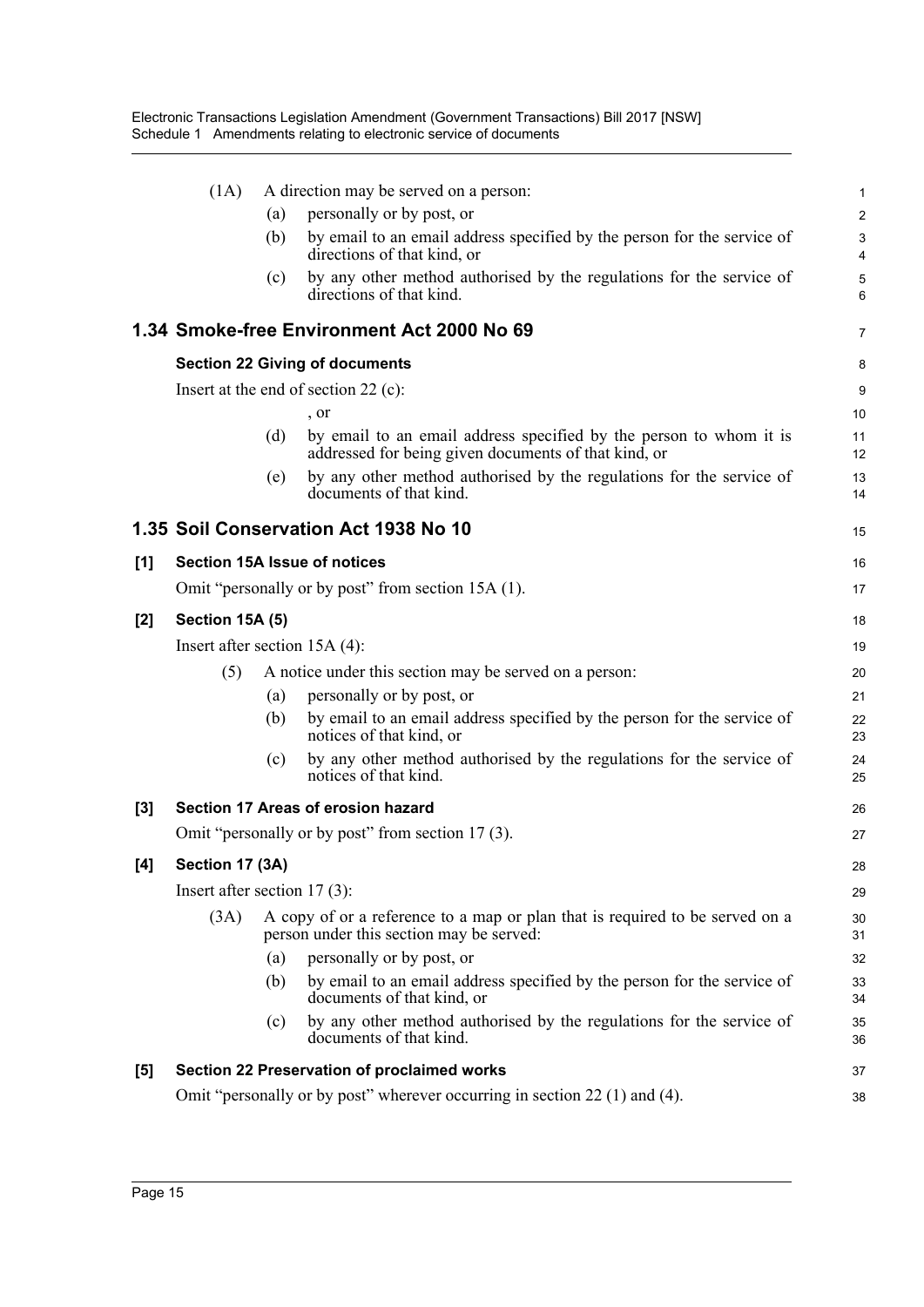(1A) A direction may be served on a person:

(a) personally or by post, or

(b) by email to an email address specified by the person for the service of directions of that kind, or

(c) by any other method authorised by the regulations for the service of directions of that kind.

## 1.34 Smoke-free Environment Act 2000 No 69

**Section 22 Giving of documents**

Insert at the end of section 22 (c):

, or

(d) by email to an email address specified by the person to whom it is addressed for being given documents of that kind, or

(e) by any other method authorised by the regulations for the service of documents of that kind.

## 1.35 Soil Conservation Act 1938 No 10

**[1] Section 15A Issue of notices**

Omit "personally or by post" from section 15A (1).

**[2] Section 15A (5)**

Insert after section 15A (4):

(5) A notice under this section may be served on a person:

(a) personally or by post, or

(b) by email to an email address specified by the person for the service of notices of that kind, or

(c) by any other method authorised by the regulations for the service of notices of that kind.

**[3] Section 17 Areas of erosion hazard**

Omit "personally or by post" from section 17 (3).

**[4] Section 17 (3A)**

Insert after section 17 (3):

(3A) A copy of or a reference to a map or plan that is required to be served on a person under this section may be served:

(a) personally or by post, or

(b) by email to an email address specified by the person for the service of documents of that kind, or

(c) by any other method authorised by the regulations for the service of documents of that kind.

**[5] Section 22 Preservation of proclaimed works**

Omit "personally or by post" wherever occurring in section 22 (1) and (4).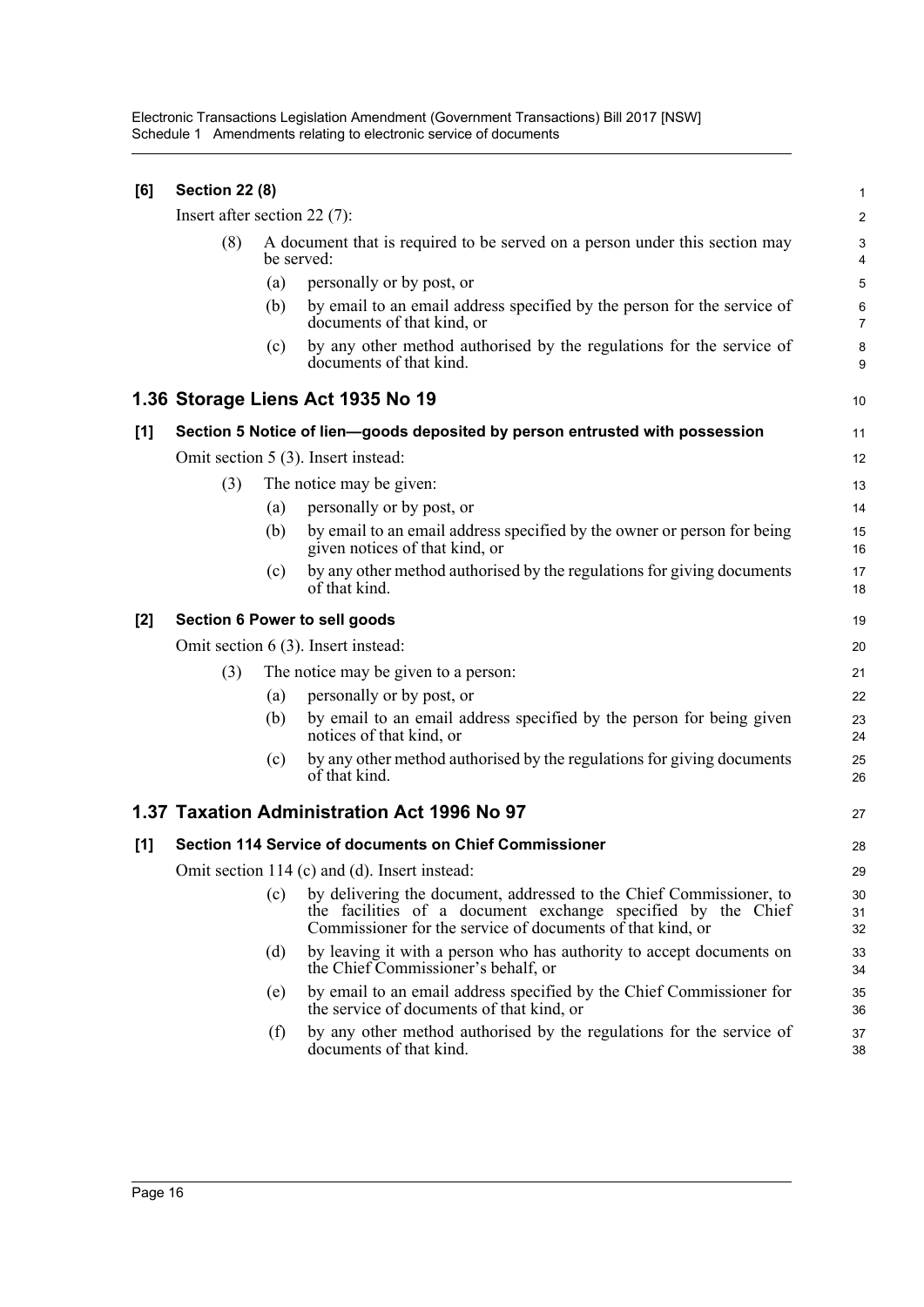**[6] Section 22 (8)**

Insert after section 22 (7):

(8) A document that is required to be served on a person under this section may be served:

(a) personally or by post, or

(b) by email to an email address specified by the person for the service of documents of that kind, or

(c) by any other method authorised by the regulations for the service of documents of that kind.

## 1.36 Storage Liens Act 1935 No 19

**[1] Section 5 Notice of lien—goods deposited by person entrusted with possession**

Omit section 5 (3). Insert instead:

(3) The notice may be given:

(a) personally or by post, or

(b) by email to an email address specified by the owner or person for being given notices of that kind, or

(c) by any other method authorised by the regulations for giving documents of that kind.

**[2] Section 6 Power to sell goods**

Omit section 6 (3). Insert instead:

(3) The notice may be given to a person:

(a) personally or by post, or

(b) by email to an email address specified by the person for being given notices of that kind, or

(c) by any other method authorised by the regulations for giving documents of that kind.

## 1.37 Taxation Administration Act 1996 No 97

**[1] Section 114 Service of documents on Chief Commissioner**

Omit section 114 (c) and (d). Insert instead:

(c) by delivering the document, addressed to the Chief Commissioner, to the facilities of a document exchange specified by the Chief Commissioner for the service of documents of that kind, or

(d) by leaving it with a person who has authority to accept documents on the Chief Commissioner's behalf, or

(e) by email to an email address specified by the Chief Commissioner for the service of documents of that kind, or

(f) by any other method authorised by the regulations for the service of documents of that kind.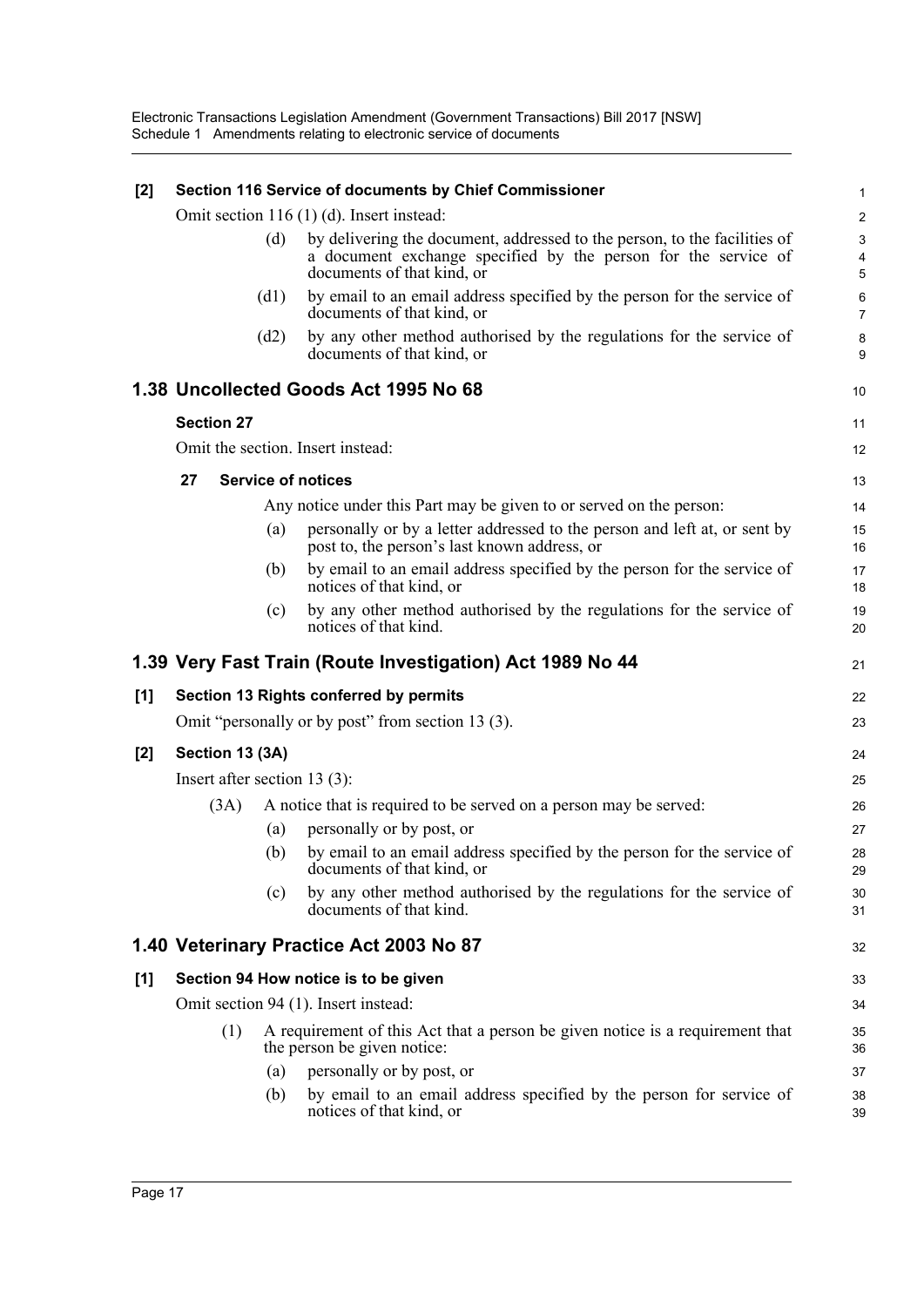**[2] Section 116 Service of documents by Chief Commissioner**

Omit section 116 (1) (d). Insert instead:

(d) by delivering the document, addressed to the person, to the facilities of a document exchange specified by the person for the service of documents of that kind, or

(d1) by email to an email address specified by the person for the service of documents of that kind, or

(d2) by any other method authorised by the regulations for the service of documents of that kind, or

## 1.38 Uncollected Goods Act 1995 No 68

**Section 27**

Omit the section. Insert instead:

**27 Service of notices**

Any notice under this Part may be given to or served on the person:

(a) personally or by a letter addressed to the person and left at, or sent by post to, the person's last known address, or

(b) by email to an email address specified by the person for the service of notices of that kind, or

(c) by any other method authorised by the regulations for the service of notices of that kind.

## 1.39 Very Fast Train (Route Investigation) Act 1989 No 44

**[1] Section 13 Rights conferred by permits**

Omit "personally or by post" from section 13 (3).

**[2] Section 13 (3A)**

Insert after section 13 (3):

(3A) A notice that is required to be served on a person may be served:

(a) personally or by post, or

(b) by email to an email address specified by the person for the service of documents of that kind, or

(c) by any other method authorised by the regulations for the service of documents of that kind.

## 1.40 Veterinary Practice Act 2003 No 87

**[1] Section 94 How notice is to be given**

Omit section 94 (1). Insert instead:

(1) A requirement of this Act that a person be given notice is a requirement that the person be given notice:

(a) personally or by post, or

(b) by email to an email address specified by the person for service of notices of that kind, or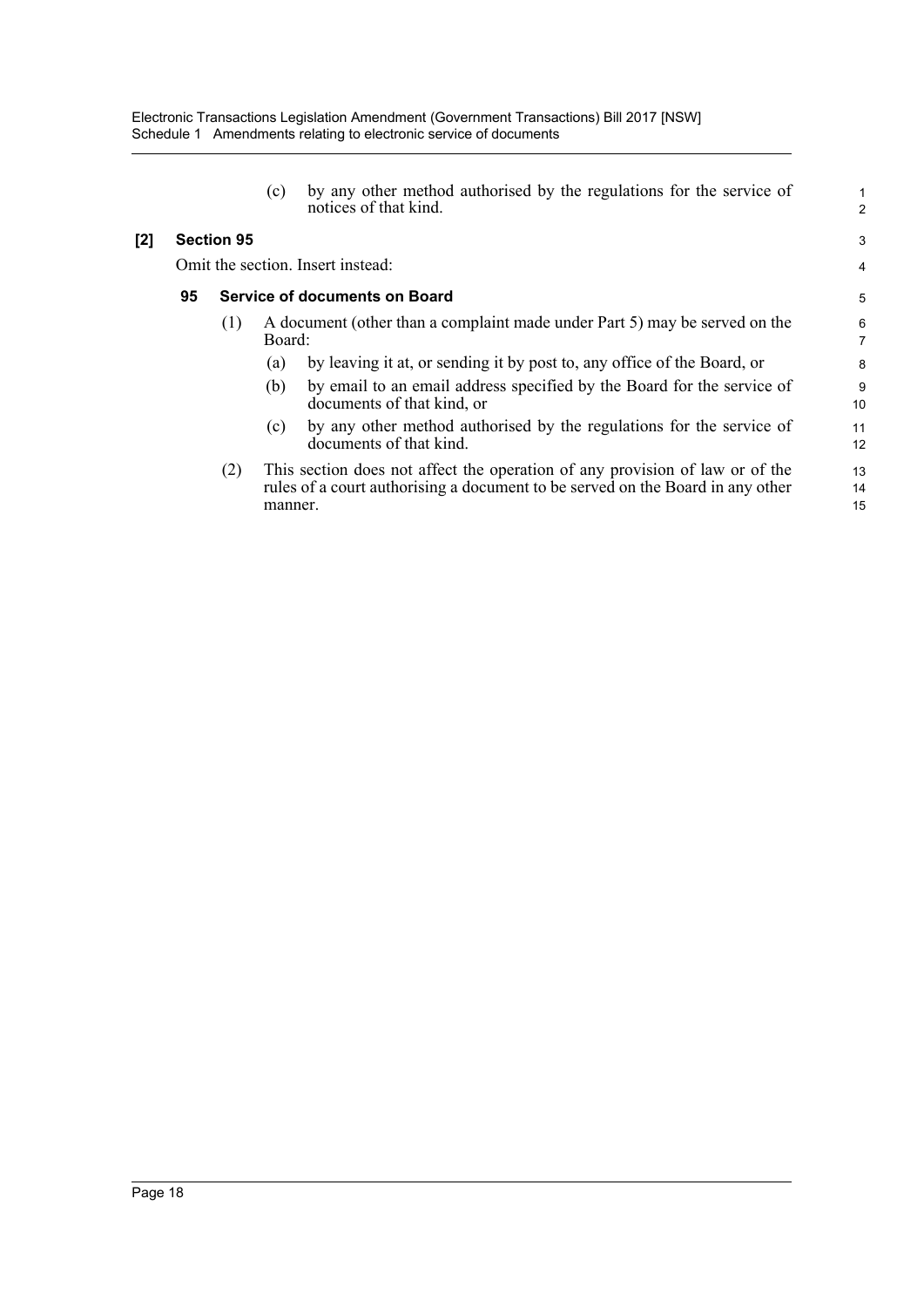(c) by any other method authorised by the regulations for the service of notices of that kind.

**[2] Section 95**

Omit the section. Insert instead:

**95 Service of documents on Board**

(1) A document (other than a complaint made under Part 5) may be served on the Board:

(a) by leaving it at, or sending it by post to, any office of the Board, or

(b) by email to an email address specified by the Board for the service of documents of that kind, or

(c) by any other method authorised by the regulations for the service of documents of that kind.

(2) This section does not affect the operation of any provision of law or of the rules of a court authorising a document to be served on the Board in any other manner.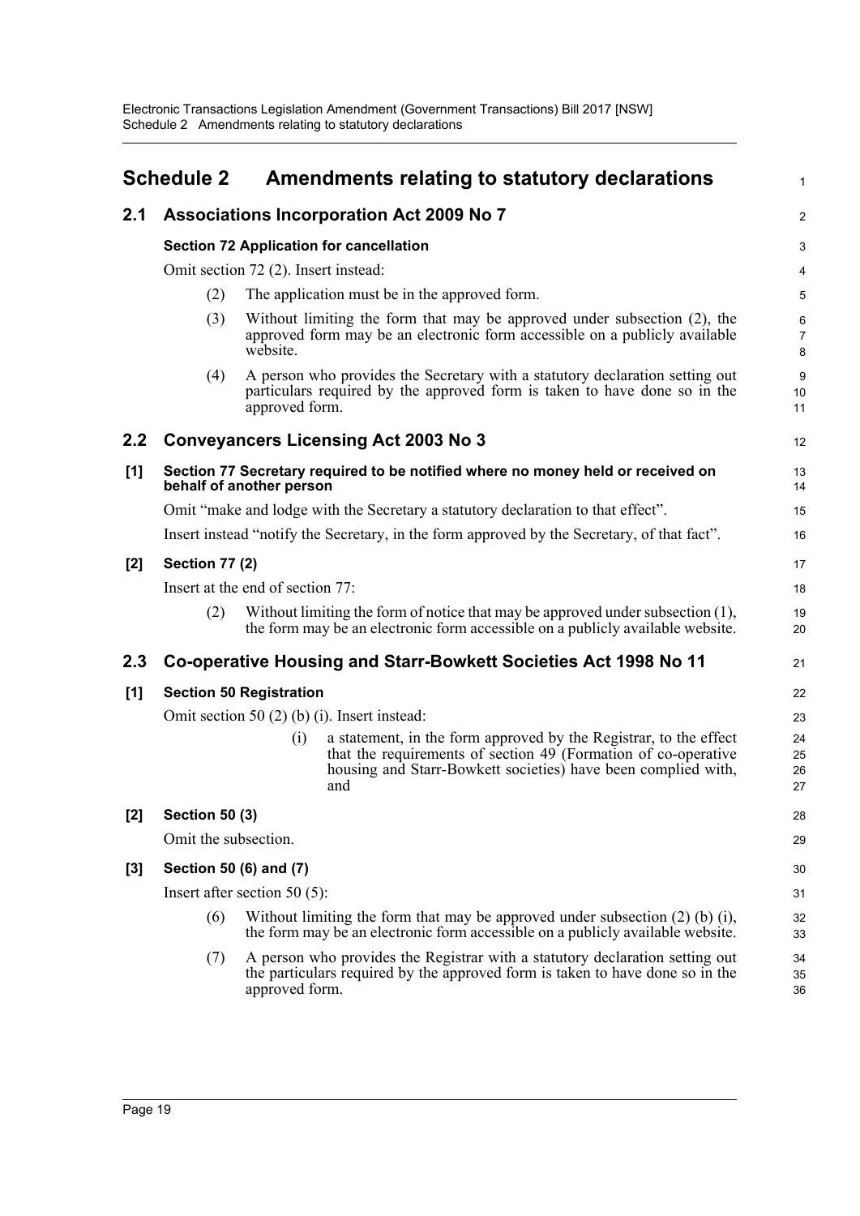# Schedule 2 Amendments relating to statutory declarations

## 2.1 Associations Incorporation Act 2009 No 7

### Section 72 Application for cancellation

Omit section 72 (2). Insert instead:

(2) The application must be in the approved form.

(3) Without limiting the form that may be approved under subsection (2), the approved form may be an electronic form accessible on a publicly available website.

(4) A person who provides the Secretary with a statutory declaration setting out particulars required by the approved form is taken to have done so in the approved form.

## 2.2 Conveyancers Licensing Act 2003 No 3

### [1] Section 77 Secretary required to be notified where no money held or received on behalf of another person

Omit "make and lodge with the Secretary a statutory declaration to that effect".

Insert instead "notify the Secretary, in the form approved by the Secretary, of that fact".

### [2] Section 77 (2)

Insert at the end of section 77:

(2) Without limiting the form of notice that may be approved under subsection (1), the form may be an electronic form accessible on a publicly available website.

## 2.3 Co-operative Housing and Starr-Bowkett Societies Act 1998 No 11

### [1] Section 50 Registration

Omit section 50 (2) (b) (i). Insert instead:

(i) a statement, in the form approved by the Registrar, to the effect that the requirements of section 49 (Formation of co-operative housing and Starr-Bowkett societies) have been complied with, and

### [2] Section 50 (3)

Omit the subsection.

### [3] Section 50 (6) and (7)

Insert after section 50 (5):

(6) Without limiting the form that may be approved under subsection (2) (b) (i), the form may be an electronic form accessible on a publicly available website.

(7) A person who provides the Registrar with a statutory declaration setting out the particulars required by the approved form is taken to have done so in the approved form.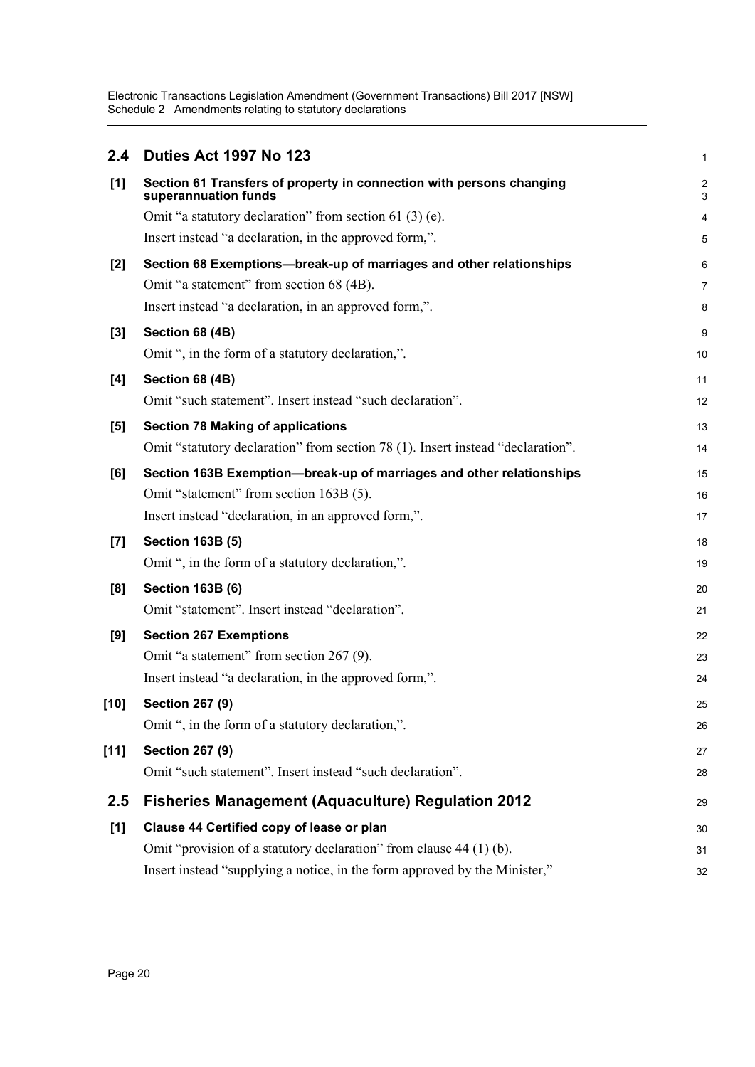## 2.4 Duties Act 1997 No 123

**[1] Section 61 Transfers of property in connection with persons changing superannuation funds**

Omit "a statutory declaration" from section 61 (3) (e).

Insert instead "a declaration, in the approved form,".

**[2] Section 68 Exemptions—break-up of marriages and other relationships**

Omit "a statement" from section 68 (4B).

Insert instead "a declaration, in an approved form,".

**[3] Section 68 (4B)**

Omit ", in the form of a statutory declaration,".

**[4] Section 68 (4B)**

Omit "such statement". Insert instead "such declaration".

**[5] Section 78 Making of applications**

Omit "statutory declaration" from section 78 (1). Insert instead "declaration".

**[6] Section 163B Exemption—break-up of marriages and other relationships**

Omit "statement" from section 163B (5).

Insert instead "declaration, in an approved form,".

**[7] Section 163B (5)**

Omit ", in the form of a statutory declaration,".

**[8] Section 163B (6)**

Omit "statement". Insert instead "declaration".

**[9] Section 267 Exemptions**

Omit "a statement" from section 267 (9).

Insert instead "a declaration, in the approved form,".

**[10] Section 267 (9)**

Omit ", in the form of a statutory declaration,".

**[11] Section 267 (9)**

Omit "such statement". Insert instead "such declaration".

## 2.5 Fisheries Management (Aquaculture) Regulation 2012

**[1] Clause 44 Certified copy of lease or plan**

Omit "provision of a statutory declaration" from clause 44 (1) (b).

Insert instead "supplying a notice, in the form approved by the Minister,"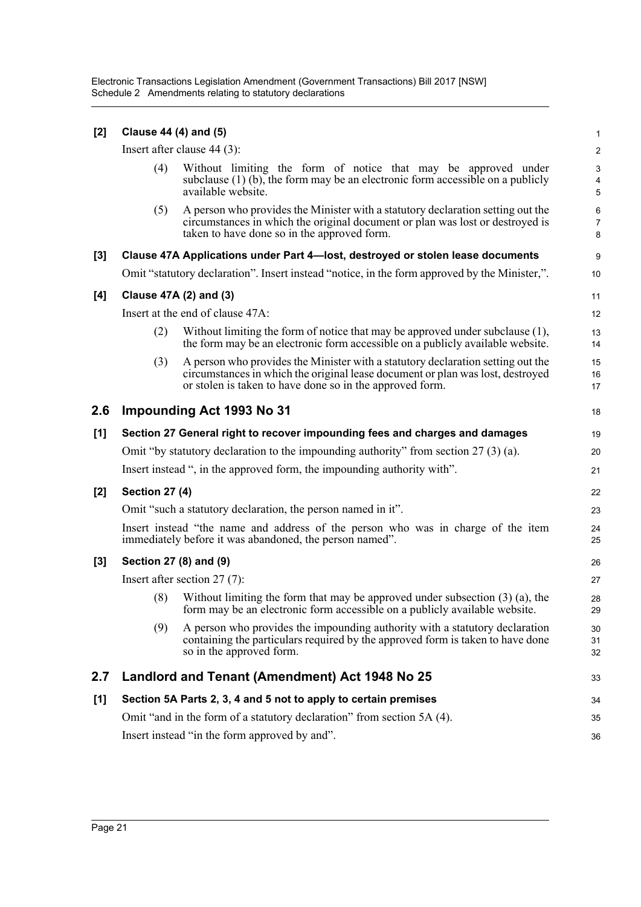**[2] Clause 44 (4) and (5)**

Insert after clause 44 (3):

> (4) Without limiting the form of notice that may be approved under subclause (1) (b), the form may be an electronic form accessible on a publicly available website.
>
> (5) A person who provides the Minister with a statutory declaration setting out the circumstances in which the original document or plan was lost or destroyed is taken to have done so in the approved form.

**[3] Clause 47A Applications under Part 4—lost, destroyed or stolen lease documents**

Omit "statutory declaration". Insert instead "notice, in the form approved by the Minister,".

**[4] Clause 47A (2) and (3)**

Insert at the end of clause 47A:

> (2) Without limiting the form of notice that may be approved under subclause (1), the form may be an electronic form accessible on a publicly available website.
>
> (3) A person who provides the Minister with a statutory declaration setting out the circumstances in which the original lease document or plan was lost, destroyed or stolen is taken to have done so in the approved form.

## 2.6 Impounding Act 1993 No 31

**[1] Section 27 General right to recover impounding fees and charges and damages**

Omit "by statutory declaration to the impounding authority" from section 27 (3) (a).

Insert instead ", in the approved form, the impounding authority with".

**[2] Section 27 (4)**

Omit "such a statutory declaration, the person named in it".

Insert instead "the name and address of the person who was in charge of the item immediately before it was abandoned, the person named".

**[3] Section 27 (8) and (9)**

Insert after section 27 (7):

> (8) Without limiting the form that may be approved under subsection (3) (a), the form may be an electronic form accessible on a publicly available website.
>
> (9) A person who provides the impounding authority with a statutory declaration containing the particulars required by the approved form is taken to have done so in the approved form.

## 2.7 Landlord and Tenant (Amendment) Act 1948 No 25

**[1] Section 5A Parts 2, 3, 4 and 5 not to apply to certain premises**

Omit "and in the form of a statutory declaration" from section 5A (4).

Insert instead "in the form approved by and".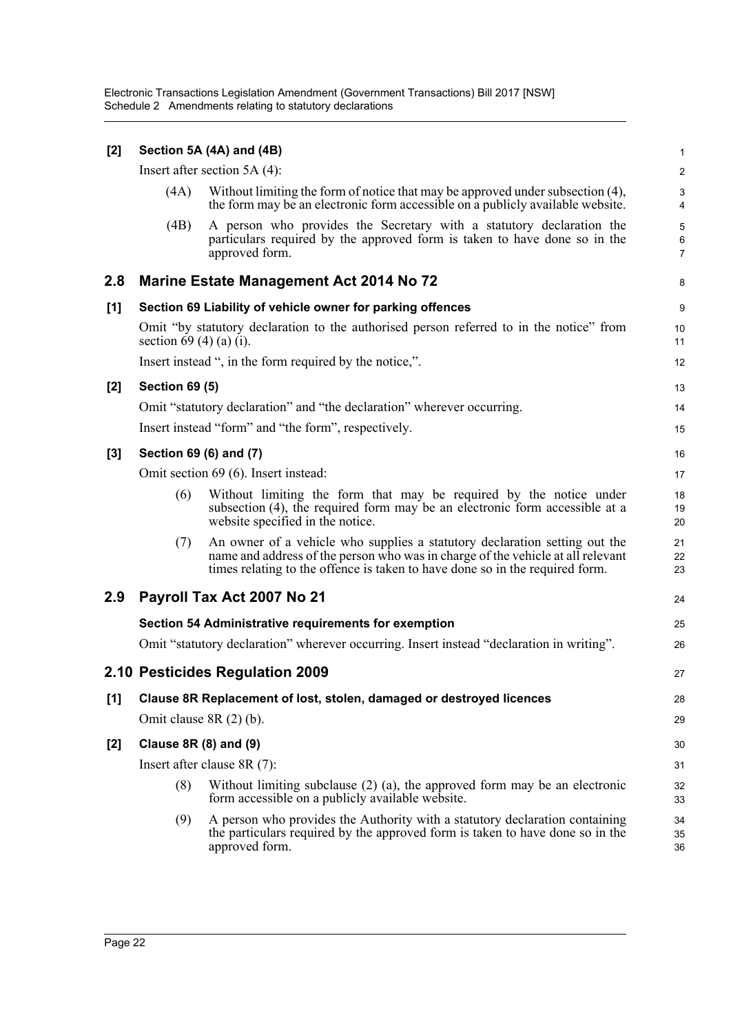**[2] Section 5A (4A) and (4B)**

Insert after section 5A (4):

(4A) Without limiting the form of notice that may be approved under subsection (4), the form may be an electronic form accessible on a publicly available website.

(4B) A person who provides the Secretary with a statutory declaration the particulars required by the approved form is taken to have done so in the approved form.

## 2.8 Marine Estate Management Act 2014 No 72

**[1] Section 69 Liability of vehicle owner for parking offences**

Omit "by statutory declaration to the authorised person referred to in the notice" from section 69 (4) (a) (i).

Insert instead ", in the form required by the notice,".

**[2] Section 69 (5)**

Omit "statutory declaration" and "the declaration" wherever occurring.

Insert instead "form" and "the form", respectively.

**[3] Section 69 (6) and (7)**

Omit section 69 (6). Insert instead:

(6) Without limiting the form that may be required by the notice under subsection (4), the required form may be an electronic form accessible at a website specified in the notice.

(7) An owner of a vehicle who supplies a statutory declaration setting out the name and address of the person who was in charge of the vehicle at all relevant times relating to the offence is taken to have done so in the required form.

## 2.9 Payroll Tax Act 2007 No 21

**Section 54 Administrative requirements for exemption**

Omit "statutory declaration" wherever occurring. Insert instead "declaration in writing".

## 2.10 Pesticides Regulation 2009

**[1] Clause 8R Replacement of lost, stolen, damaged or destroyed licences**

Omit clause 8R (2) (b).

**[2] Clause 8R (8) and (9)**

Insert after clause 8R (7):

(8) Without limiting subclause (2) (a), the approved form may be an electronic form accessible on a publicly available website.

(9) A person who provides the Authority with a statutory declaration containing the particulars required by the approved form is taken to have done so in the approved form.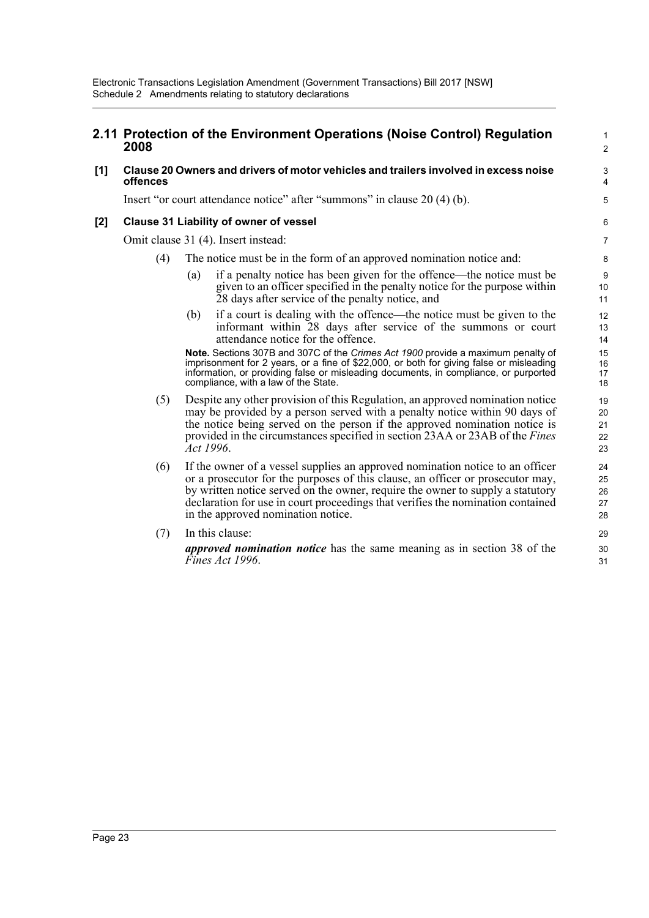## 2.11 Protection of the Environment Operations (Noise Control) Regulation 2008

### [1] Clause 20 Owners and drivers of motor vehicles and trailers involved in excess noise offences

Insert "or court attendance notice" after "summons" in clause 20 (4) (b).

### [2] Clause 31 Liability of owner of vessel

Omit clause 31 (4). Insert instead:

(4) The notice must be in the form of an approved nomination notice and:

(a) if a penalty notice has been given for the offence—the notice must be given to an officer specified in the penalty notice for the purpose within 28 days after service of the penalty notice, and

(b) if a court is dealing with the offence—the notice must be given to the informant within 28 days after service of the summons or court attendance notice for the offence.

**Note.** Sections 307B and 307C of the *Crimes Act 1900* provide a maximum penalty of imprisonment for 2 years, or a fine of $22,000, or both for giving false or misleading information, or providing false or misleading documents, in compliance, or purported compliance, with a law of the State.

(5) Despite any other provision of this Regulation, an approved nomination notice may be provided by a person served with a penalty notice within 90 days of the notice being served on the person if the approved nomination notice is provided in the circumstances specified in section 23AA or 23AB of the *Fines Act 1996*.

(6) If the owner of a vessel supplies an approved nomination notice to an officer or a prosecutor for the purposes of this clause, an officer or prosecutor may, by written notice served on the owner, require the owner to supply a statutory declaration for use in court proceedings that verifies the nomination contained in the approved nomination notice.

(7) In this clause:

***approved nomination notice*** has the same meaning as in section 38 of the *Fines Act 1996*.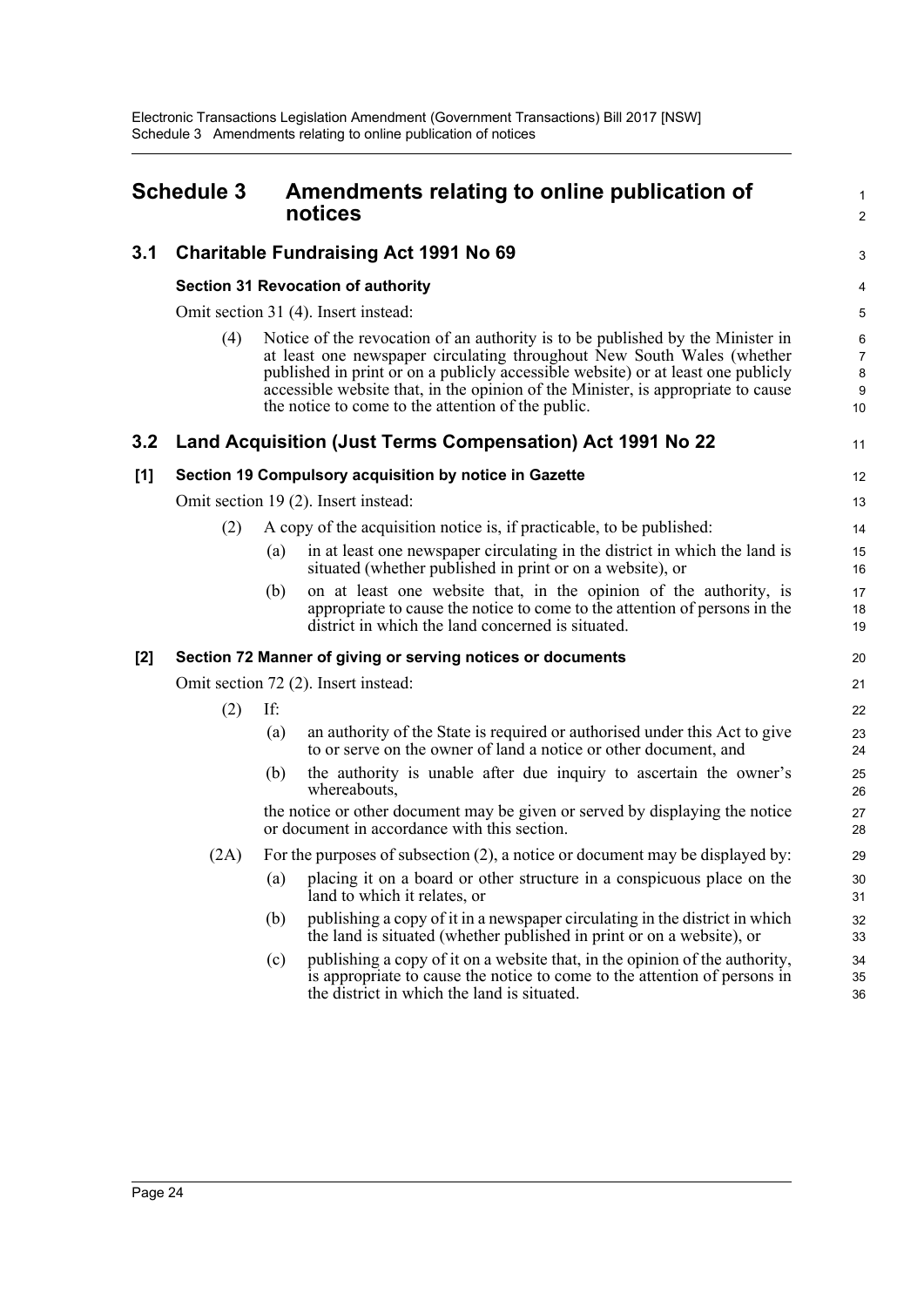# Schedule 3 Amendments relating to online publication of notices

## 3.1 Charitable Fundraising Act 1991 No 69

### Section 31 Revocation of authority

Omit section 31 (4). Insert instead:

(4) Notice of the revocation of an authority is to be published by the Minister in at least one newspaper circulating throughout New South Wales (whether published in print or on a publicly accessible website) or at least one publicly accessible website that, in the opinion of the Minister, is appropriate to cause the notice to come to the attention of the public.

## 3.2 Land Acquisition (Just Terms Compensation) Act 1991 No 22

### [1] Section 19 Compulsory acquisition by notice in Gazette

Omit section 19 (2). Insert instead:

(2) A copy of the acquisition notice is, if practicable, to be published:

(a) in at least one newspaper circulating in the district in which the land is situated (whether published in print or on a website), or

(b) on at least one website that, in the opinion of the authority, is appropriate to cause the notice to come to the attention of persons in the district in which the land concerned is situated.

### [2] Section 72 Manner of giving or serving notices or documents

Omit section 72 (2). Insert instead:

(2) If:

(a) an authority of the State is required or authorised under this Act to give to or serve on the owner of land a notice or other document, and

(b) the authority is unable after due inquiry to ascertain the owner's whereabouts,

the notice or other document may be given or served by displaying the notice or document in accordance with this section.

(2A) For the purposes of subsection (2), a notice or document may be displayed by:

(a) placing it on a board or other structure in a conspicuous place on the land to which it relates, or

(b) publishing a copy of it in a newspaper circulating in the district in which the land is situated (whether published in print or on a website), or

(c) publishing a copy of it on a website that, in the opinion of the authority, is appropriate to cause the notice to come to the attention of persons in the district in which the land is situated.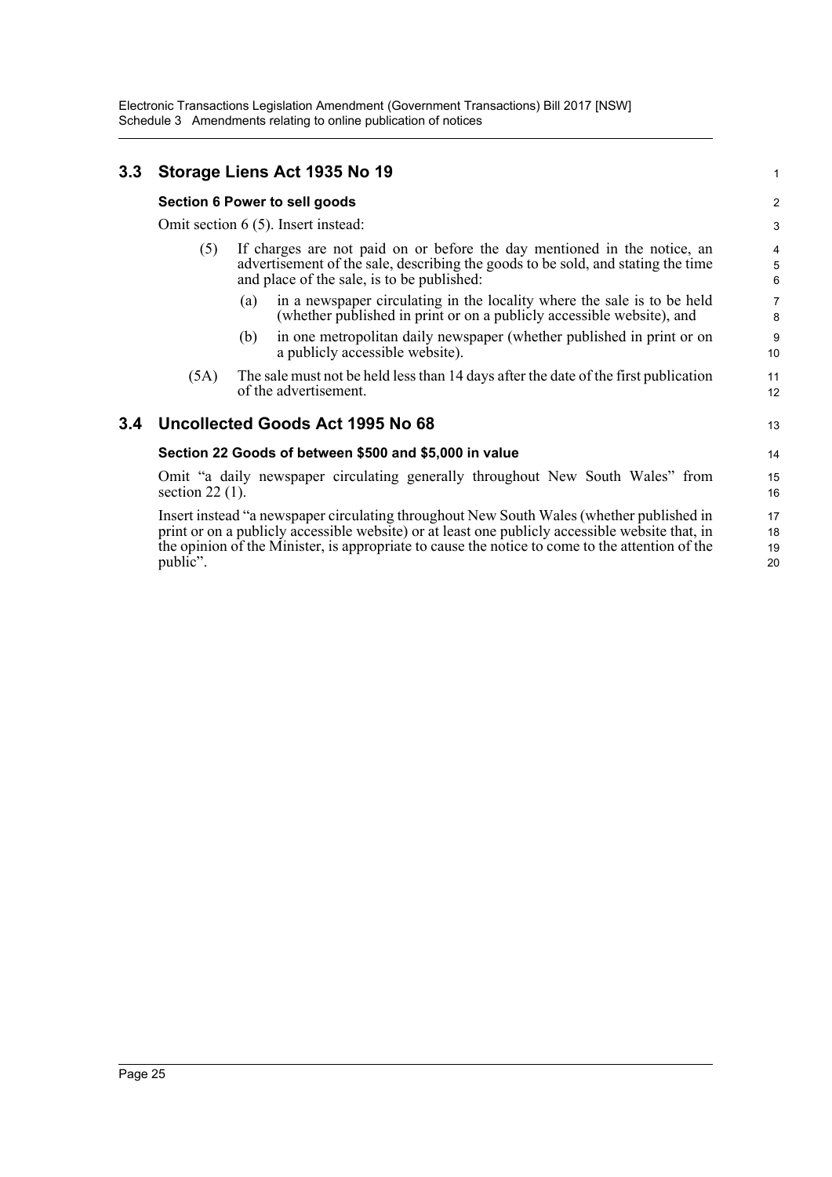## 3.3 Storage Liens Act 1935 No 19

### Section 6 Power to sell goods

Omit section 6 (5). Insert instead:

(5) If charges are not paid on or before the day mentioned in the notice, an advertisement of the sale, describing the goods to be sold, and stating the time and place of the sale, is to be published:

(a) in a newspaper circulating in the locality where the sale is to be held (whether published in print or on a publicly accessible website), and

(b) in one metropolitan daily newspaper (whether published in print or on a publicly accessible website).

(5A) The sale must not be held less than 14 days after the date of the first publication of the advertisement.

## 3.4 Uncollected Goods Act 1995 No 68

### Section 22 Goods of between $500 and $5,000 in value

Omit "a daily newspaper circulating generally throughout New South Wales" from section 22 (1).

Insert instead "a newspaper circulating throughout New South Wales (whether published in print or on a publicly accessible website) or at least one publicly accessible website that, in the opinion of the Minister, is appropriate to cause the notice to come to the attention of the public".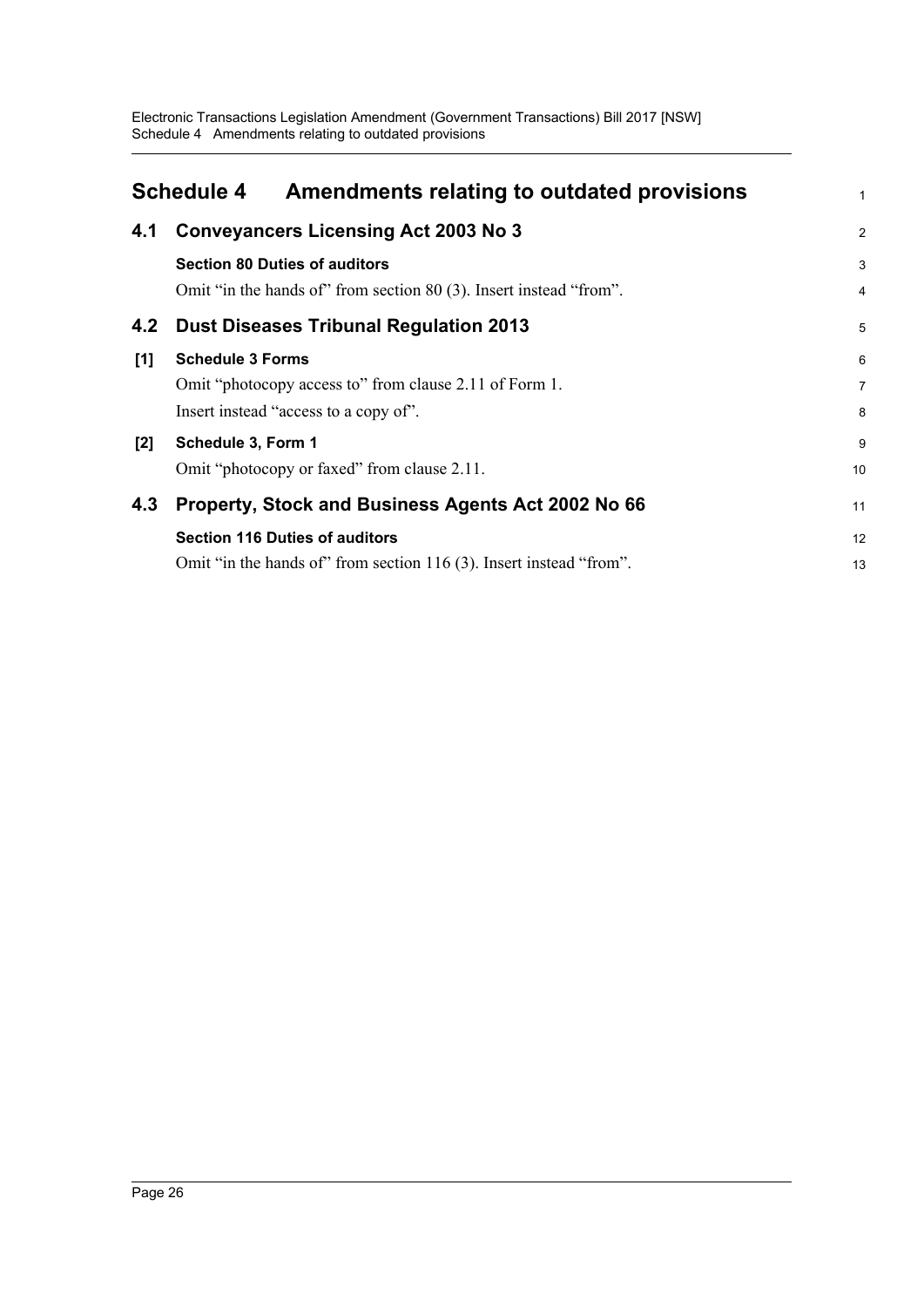# Schedule 4 Amendments relating to outdated provisions

## 4.1 Conveyancers Licensing Act 2003 No 3

**Section 80 Duties of auditors**

Omit "in the hands of" from section 80 (3). Insert instead "from".

## 4.2 Dust Diseases Tribunal Regulation 2013

**[1] Schedule 3 Forms**

Omit "photocopy access to" from clause 2.11 of Form 1.

Insert instead "access to a copy of".

**[2] Schedule 3, Form 1**

Omit "photocopy or faxed" from clause 2.11.

## 4.3 Property, Stock and Business Agents Act 2002 No 66

**Section 116 Duties of auditors**

Omit "in the hands of" from section 116 (3). Insert instead "from".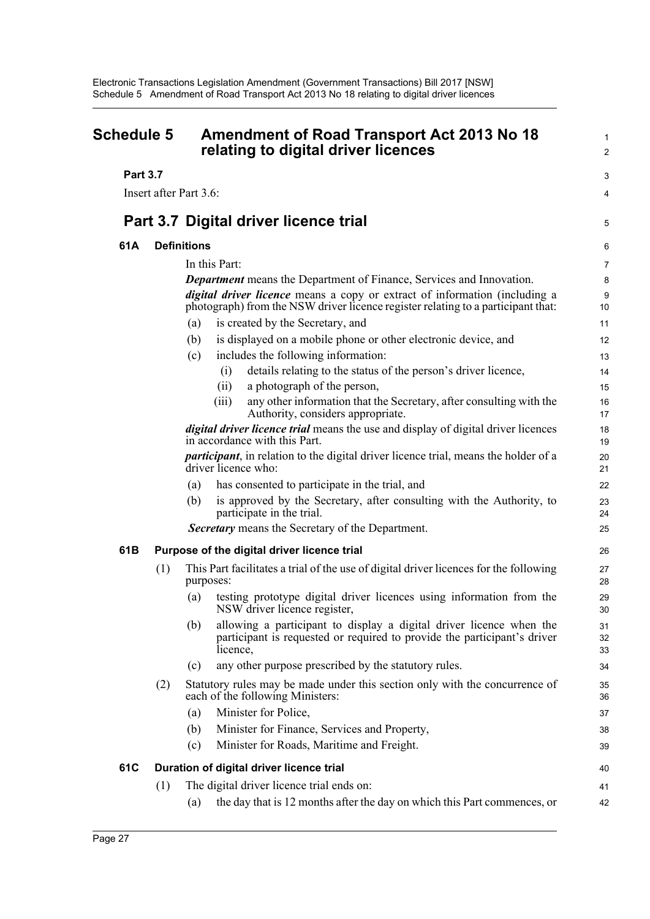# Schedule 5 Amendment of Road Transport Act 2013 No 18 relating to digital driver licences

**Part 3.7**

Insert after Part 3.6:

## Part 3.7 Digital driver licence trial

### 61A Definitions

In this Part:

***Department*** means the Department of Finance, Services and Innovation.

***digital driver licence*** means a copy or extract of information (including a photograph) from the NSW driver licence register relating to a participant that:

- (a) is created by the Secretary, and
- (b) is displayed on a mobile phone or other electronic device, and
- (c) includes the following information:
  - (i) details relating to the status of the person's driver licence,
  - (ii) a photograph of the person,
  - (iii) any other information that the Secretary, after consulting with the Authority, considers appropriate.

***digital driver licence trial*** means the use and display of digital driver licences in accordance with this Part.

***participant***, in relation to the digital driver licence trial, means the holder of a driver licence who:

- (a) has consented to participate in the trial, and
- (b) is approved by the Secretary, after consulting with the Authority, to participate in the trial.

***Secretary*** means the Secretary of the Department.

### 61B Purpose of the digital driver licence trial

(1) This Part facilitates a trial of the use of digital driver licences for the following purposes:

- (a) testing prototype digital driver licences using information from the NSW driver licence register,
- (b) allowing a participant to display a digital driver licence when the participant is requested or required to provide the participant's driver licence,
- (c) any other purpose prescribed by the statutory rules.

(2) Statutory rules may be made under this section only with the concurrence of each of the following Ministers:

- (a) Minister for Police,
- (b) Minister for Finance, Services and Property,
- (c) Minister for Roads, Maritime and Freight.

### 61C Duration of digital driver licence trial

(1) The digital driver licence trial ends on:

- (a) the day that is 12 months after the day on which this Part commences, or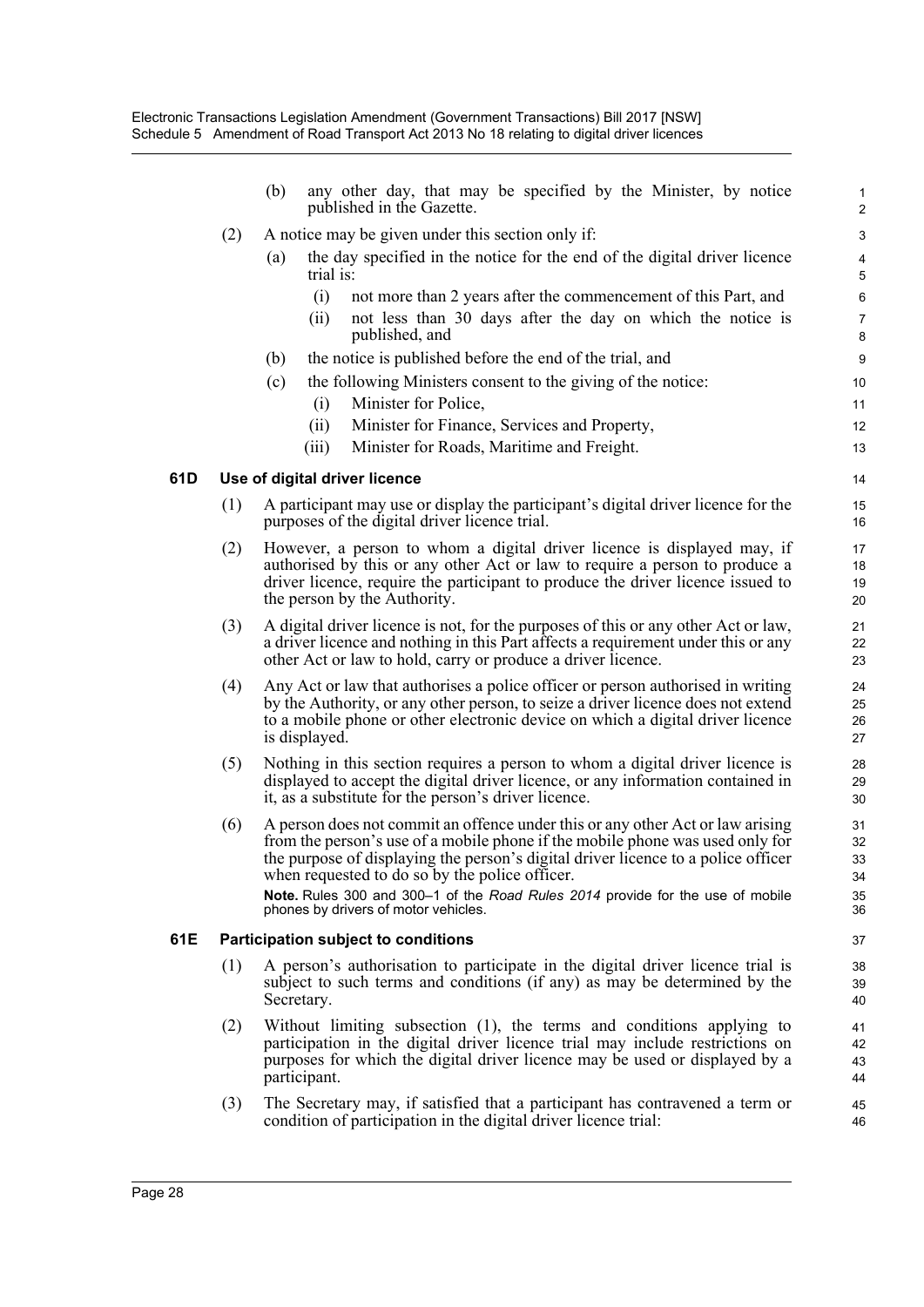(b) any other day, that may be specified by the Minister, by notice published in the Gazette.

(2) A notice may be given under this section only if:

(a) the day specified in the notice for the end of the digital driver licence trial is:

(i) not more than 2 years after the commencement of this Part, and

(ii) not less than 30 days after the day on which the notice is published, and

(b) the notice is published before the end of the trial, and

(c) the following Ministers consent to the giving of the notice:

(i) Minister for Police,

(ii) Minister for Finance, Services and Property,

(iii) Minister for Roads, Maritime and Freight.

### 61D Use of digital driver licence

(1) A participant may use or display the participant's digital driver licence for the purposes of the digital driver licence trial.

(2) However, a person to whom a digital driver licence is displayed may, if authorised by this or any other Act or law to require a person to produce a driver licence, require the participant to produce the driver licence issued to the person by the Authority.

(3) A digital driver licence is not, for the purposes of this or any other Act or law, a driver licence and nothing in this Part affects a requirement under this or any other Act or law to hold, carry or produce a driver licence.

(4) Any Act or law that authorises a police officer or person authorised in writing by the Authority, or any other person, to seize a driver licence does not extend to a mobile phone or other electronic device on which a digital driver licence is displayed.

(5) Nothing in this section requires a person to whom a digital driver licence is displayed to accept the digital driver licence, or any information contained in it, as a substitute for the person's driver licence.

(6) A person does not commit an offence under this or any other Act or law arising from the person's use of a mobile phone if the mobile phone was used only for the purpose of displaying the person's digital driver licence to a police officer when requested to do so by the police officer.

**Note.** Rules 300 and 300–1 of the *Road Rules 2014* provide for the use of mobile phones by drivers of motor vehicles.

### 61E Participation subject to conditions

(1) A person's authorisation to participate in the digital driver licence trial is subject to such terms and conditions (if any) as may be determined by the Secretary.

(2) Without limiting subsection (1), the terms and conditions applying to participation in the digital driver licence trial may include restrictions on purposes for which the digital driver licence may be used or displayed by a participant.

(3) The Secretary may, if satisfied that a participant has contravened a term or condition of participation in the digital driver licence trial: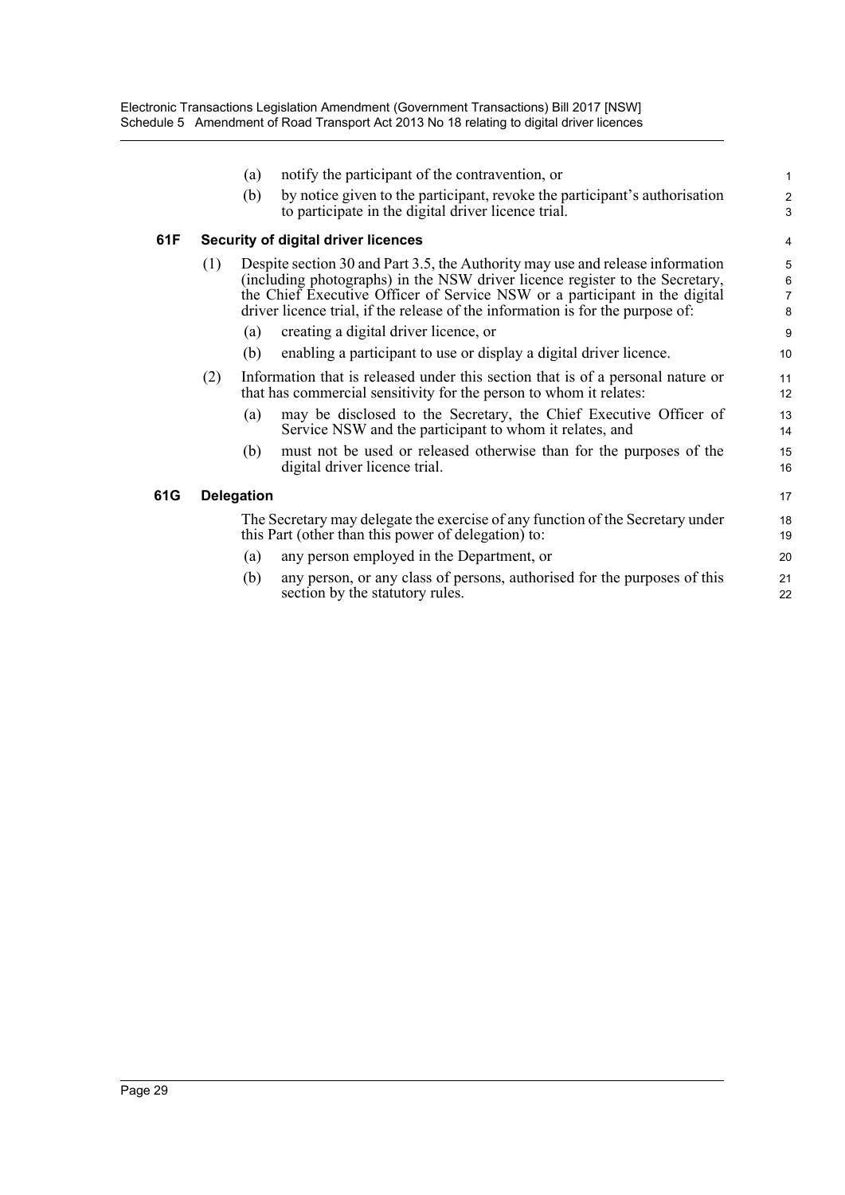(a) notify the participant of the contravention, or

(b) by notice given to the participant, revoke the participant's authorisation to participate in the digital driver licence trial.

**61F Security of digital driver licences**

(1) Despite section 30 and Part 3.5, the Authority may use and release information (including photographs) in the NSW driver licence register to the Secretary, the Chief Executive Officer of Service NSW or a participant in the digital driver licence trial, if the release of the information is for the purpose of:

(a) creating a digital driver licence, or

(b) enabling a participant to use or display a digital driver licence.

(2) Information that is released under this section that is of a personal nature or that has commercial sensitivity for the person to whom it relates:

(a) may be disclosed to the Secretary, the Chief Executive Officer of Service NSW and the participant to whom it relates, and

(b) must not be used or released otherwise than for the purposes of the digital driver licence trial.

**61G Delegation**

The Secretary may delegate the exercise of any function of the Secretary under this Part (other than this power of delegation) to:

(a) any person employed in the Department, or

(b) any person, or any class of persons, authorised for the purposes of this section by the statutory rules.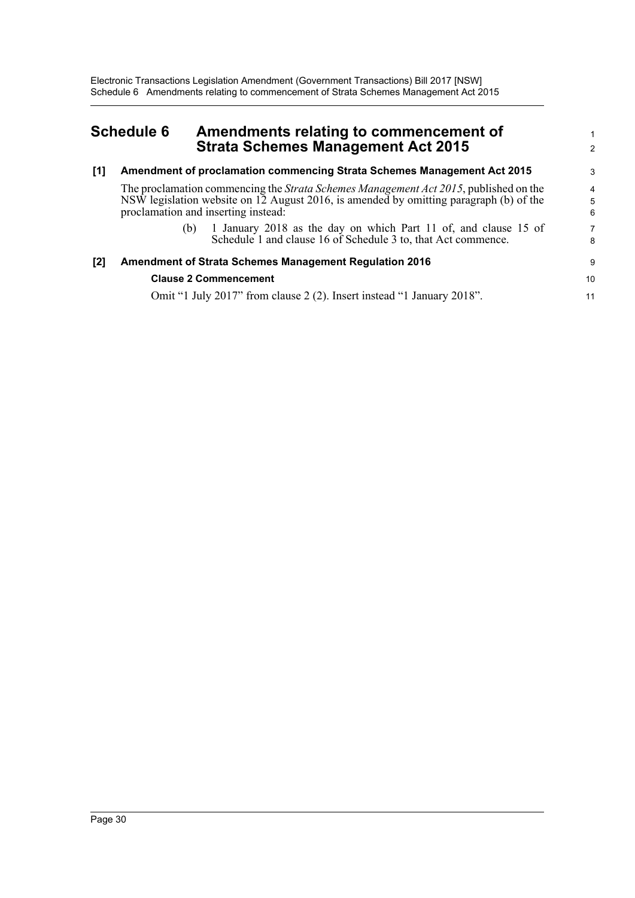## Schedule 6 Amendments relating to commencement of Strata Schemes Management Act 2015

### [1] Amendment of proclamation commencing Strata Schemes Management Act 2015

The proclamation commencing the *Strata Schemes Management Act 2015*, published on the NSW legislation website on 12 August 2016, is amended by omitting paragraph (b) of the proclamation and inserting instead:

> (b) 1 January 2018 as the day on which Part 11 of, and clause 15 of Schedule 1 and clause 16 of Schedule 3 to, that Act commence.

### [2] Amendment of Strata Schemes Management Regulation 2016

**Clause 2 Commencement**

Omit "1 July 2017" from clause 2 (2). Insert instead "1 January 2018".